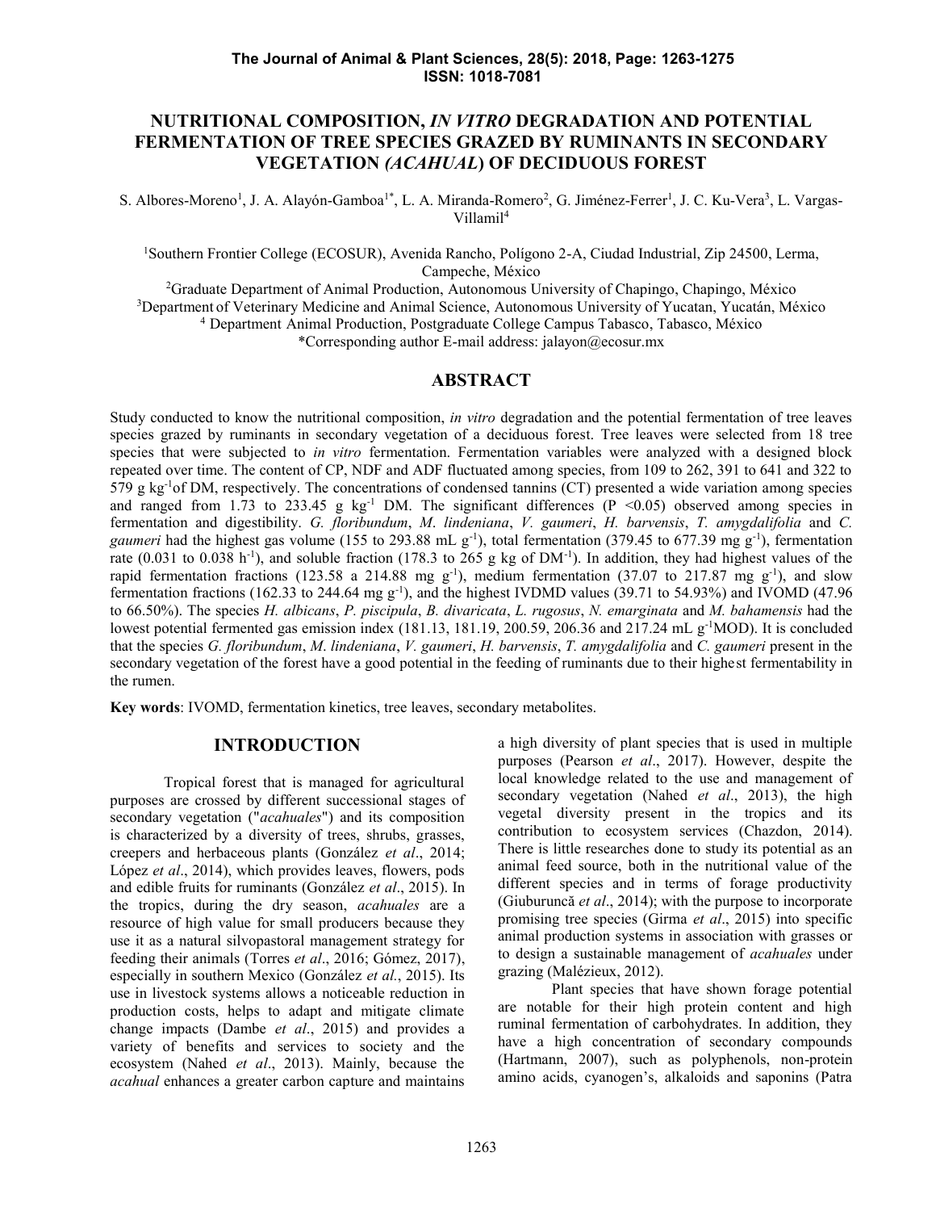# NUTRITIONAL COMPOSITION, *IN VITRO* DEGRADATION AND POTENTIAL FERMENTATION OF TREE SPECIES GRAZED BY RUMINANTS IN SECONDARY VEGETATION *(ACAHUAL)* OF DECIDUOUS FOREST

S. Albores-Moreno[1], J. A. Alayón-Gamboa[1*], L. A. Miranda-Romero[2], G. Jiménez-Ferrer[1], J. C. Ku-Vera[3], L. Vargas-Villamil[4]

[1]Southern Frontier College (ECOSUR), Avenida Rancho, Polígono 2-A, Ciudad Industrial, Zip 24500, Lerma, Campeche, México
[2]Graduate Department of Animal Production, Autonomous University of Chapingo, Chapingo, México
[3]Department of Veterinary Medicine and Animal Science, Autonomous University of Yucatan, Yucatán, México
[4] Department Animal Production, Postgraduate College Campus Tabasco, Tabasco, México
*Corresponding author E-mail address: jalayon@ecosur.mx

## ABSTRACT

Study conducted to know the nutritional composition, *in vitro* degradation and the potential fermentation of tree leaves species grazed by ruminants in secondary vegetation of a deciduous forest. Tree leaves were selected from 18 tree species that were subjected to *in vitro* fermentation. Fermentation variables were analyzed with a designed block repeated over time. The content of CP, NDF and ADF fluctuated among species, from 109 to 262, 391 to 641 and 322 to 579 g $kg^{-1}$of DM, respectively. The concentrations of condensed tannins (CT) presented a wide variation among species and ranged from 1.73 to 233.45 g $kg^{-1}$ DM. The significant differences ($P < 0.05$) observed among species in fermentation and digestibility. *G. floribundum*, *M. lindeniana*, *V. gaumeri*, *H. barvensis*, *T. amygdalifolia* and *C. gaumeri* had the highest gas volume (155 to 293.88 mL $g^{-1}$), total fermentation (379.45 to 677.39 mg $g^{-1}$), fermentation rate (0.031 to 0.038 $h^{-1}$), and soluble fraction (178.3 to 265 g kg of $DM^{-1}$). In addition, they had highest values of the rapid fermentation fractions (123.58 a 214.88 mg $g^{-1}$), medium fermentation (37.07 to 217.87 mg $g^{-1}$), and slow fermentation fractions (162.33 to 244.64 mg $g^{-1}$), and the highest IVDMD values (39.71 to 54.93%) and IVOMD (47.96 to 66.50%). The species *H. albicans*, *P. piscipula*, *B. divaricata*, *L. rugosus*, *N. emarginata* and *M. bahamensis* had the lowest potential fermented gas emission index (181.13, 181.19, 200.59, 206.36 and 217.24 mL $g^{-1}$MOD). It is concluded that the species *G. floribundum*, *M. lindeniana*, *V. gaumeri*, *H. barvensis*, *T. amygdalifolia* and *C. gaumeri* present in the secondary vegetation of the forest have a good potential in the feeding of ruminants due to their highest fermentability in the rumen.

**Key words**: IVOMD, fermentation kinetics, tree leaves, secondary metabolites.

## INTRODUCTION

Tropical forest that is managed for agricultural purposes are crossed by different successional stages of secondary vegetation ("*acahuales*") and its composition is characterized by a diversity of trees, shrubs, grasses, creepers and herbaceous plants (González *et al*., 2014; López *et al*., 2014), which provides leaves, flowers, pods and edible fruits for ruminants (González *et al*., 2015). In the tropics, during the dry season, *acahuales* are a resource of high value for small producers because they use it as a natural silvopastoral management strategy for feeding their animals (Torres *et al*., 2016; Gómez, 2017), especially in southern Mexico (González *et al.*, 2015). Its use in livestock systems allows a noticeable reduction in production costs, helps to adapt and mitigate climate change impacts (Dambe *et al*., 2015) and provides a variety of benefits and services to society and the ecosystem (Nahed *et al*., 2013). Mainly, because the *acahual* enhances a greater carbon capture and maintains a high diversity of plant species that is used in multiple purposes (Pearson *et al*., 2017). However, despite the local knowledge related to the use and management of secondary vegetation (Nahed *et al*., 2013), the high vegetal diversity present in the tropics and its contribution to ecosystem services (Chazdon, 2014). There is little researches done to study its potential as an animal feed source, both in the nutritional value of the different species and in terms of forage productivity (Giuburuncă *et al*., 2014); with the purpose to incorporate promising tree species (Girma *et al*., 2015) into specific animal production systems in association with grasses or to design a sustainable management of *acahuales* under grazing (Malézieux, 2012).

Plant species that have shown forage potential are notable for their high protein content and high ruminal fermentation of carbohydrates. In addition, they have a high concentration of secondary compounds (Hartmann, 2007), such as polyphenols, non-protein amino acids, cyanogen's, alkaloids and saponins (Patra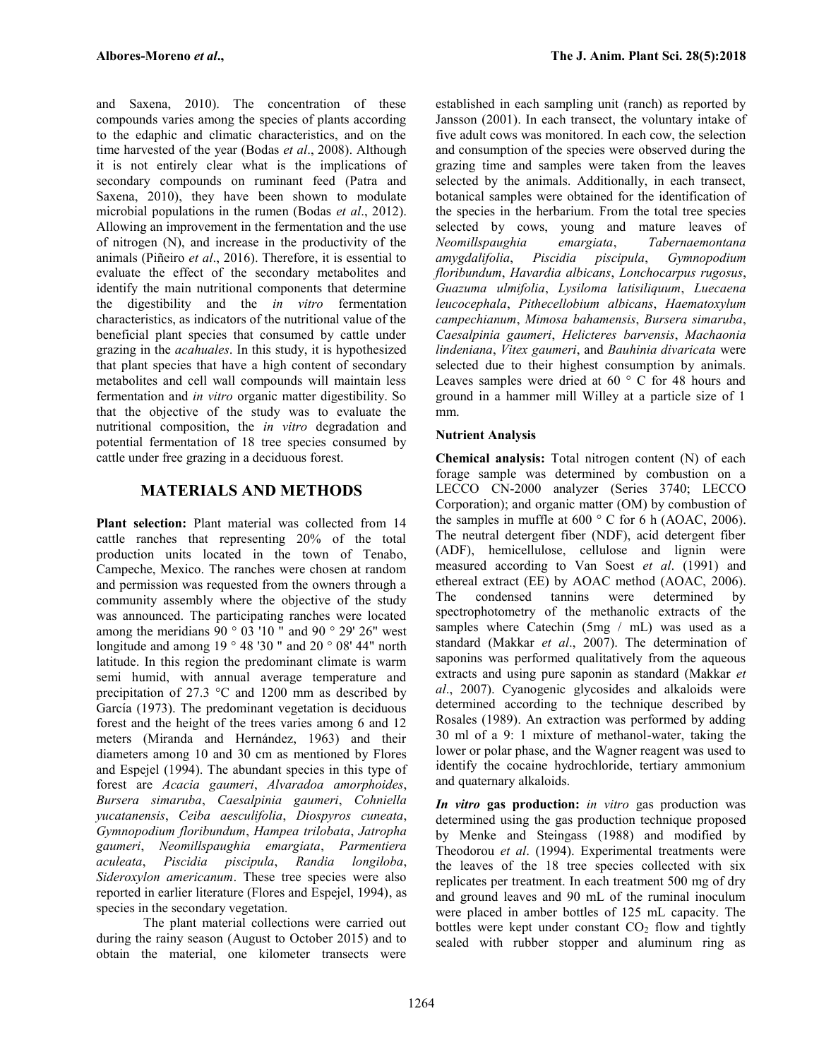and Saxena, 2010). The concentration of these compounds varies among the species of plants according to the edaphic and climatic characteristics, and on the time harvested of the year (Bodas *et al*., 2008). Although it is not entirely clear what is the implications of secondary compounds on ruminant feed (Patra and Saxena, 2010), they have been shown to modulate microbial populations in the rumen (Bodas *et al*., 2012). Allowing an improvement in the fermentation and the use of nitrogen (N), and increase in the productivity of the animals (Piñeiro *et al*., 2016). Therefore, it is essential to evaluate the effect of the secondary metabolites and identify the main nutritional components that determine the digestibility and the *in vitro* fermentation characteristics, as indicators of the nutritional value of the beneficial plant species that consumed by cattle under grazing in the *acahuales*. In this study, it is hypothesized that plant species that have a high content of secondary metabolites and cell wall compounds will maintain less fermentation and *in vitro* organic matter digestibility. So that the objective of the study was to evaluate the nutritional composition, the *in vitro* degradation and potential fermentation of 18 tree species consumed by cattle under free grazing in a deciduous forest.

## MATERIALS AND METHODS

**Plant selection:** Plant material was collected from 14 cattle ranches that representing 20% of the total production units located in the town of Tenabo, Campeche, Mexico. The ranches were chosen at random and permission was requested from the owners through a community assembly where the objective of the study was announced. The participating ranches were located among the meridians 90 ° 03 '10 " and 90 ° 29' 26" west longitude and among 19 ° 48 '30 " and 20 ° 08' 44" north latitude. In this region the predominant climate is warm semi humid, with annual average temperature and precipitation of 27.3 °C and 1200 mm as described by García (1973). The predominant vegetation is deciduous forest and the height of the trees varies among 6 and 12 meters (Miranda and Hernández, 1963) and their diameters among 10 and 30 cm as mentioned by Flores and Espejel (1994). The abundant species in this type of forest are *Acacia gaumeri*, *Alvaradoa amorphoides*, *Bursera simaruba*, *Caesalpinia gaumeri*, *Cohniella yucatanensis*, *Ceiba aesculifolia*, *Diospyros cuneata*, *Gymnopodium floribundum*, *Hampea trilobata*, *Jatropha gaumeri*, *Neomillspaughia emargiata*, *Parmentiera aculeata*, *Piscidia piscipula*, *Randia longiloba*, *Sideroxylon americanum*. These tree species were also reported in earlier literature (Flores and Espejel, 1994), as species in the secondary vegetation.

The plant material collections were carried out during the rainy season (August to October 2015) and to obtain the material, one kilometer transects were established in each sampling unit (ranch) as reported by Jansson (2001). In each transect, the voluntary intake of five adult cows was monitored. In each cow, the selection and consumption of the species were observed during the grazing time and samples were taken from the leaves selected by the animals. Additionally, in each transect, botanical samples were obtained for the identification of the species in the herbarium. From the total tree species selected by cows, young and mature leaves of *Neomillspaughia emargiata*, *Tabernaemontana amygdalifolia*, *Piscidia piscipula*, *Gymnopodium floribundum*, *Havardia albicans*, *Lonchocarpus rugosus*, *Guazuma ulmifolia*, *Lysiloma latisiliquum*, *Luecaena leucocephala*, *Pithecellobium albicans*, *Haematoxylum campechianum*, *Mimosa bahamensis*, *Bursera simaruba*, *Caesalpinia gaumeri*, *Helicteres barvensis*, *Machaonia lindeniana*, *Vitex gaumeri*, and *Bauhinia divaricata* were selected due to their highest consumption by animals. Leaves samples were dried at 60 ° C for 48 hours and ground in a hammer mill Willey at a particle size of 1 mm.

### Nutrient Analysis

**Chemical analysis:** Total nitrogen content (N) of each forage sample was determined by combustion on a LECCO CN-2000 analyzer (Series 3740; LECCO Corporation); and organic matter (OM) by combustion of the samples in muffle at 600 ° C for 6 h (AOAC, 2006). The neutral detergent fiber (NDF), acid detergent fiber (ADF), hemicellulose, cellulose and lignin were measured according to Van Soest *et al*. (1991) and ethereal extract (EE) by AOAC method (AOAC, 2006). The condensed tannins were determined by spectrophotometry of the methanolic extracts of the samples where Catechin (5mg / mL) was used as a standard (Makkar *et al*., 2007). The determination of saponins was performed qualitatively from the aqueous extracts and using pure saponin as standard (Makkar *et al*., 2007). Cyanogenic glycosides and alkaloids were determined according to the technique described by Rosales (1989). An extraction was performed by adding 30 ml of a 9: 1 mixture of methanol-water, taking the lower or polar phase, and the Wagner reagent was used to identify the cocaine hydrochloride, tertiary ammonium and quaternary alkaloids.

***In vitro* gas production:** *in vitro* gas production was determined using the gas production technique proposed by Menke and Steingass (1988) and modified by Theodorou *et al*. (1994). Experimental treatments were the leaves of the 18 tree species collected with six replicates per treatment. In each treatment 500 mg of dry and ground leaves and 90 mL of the ruminal inoculum were placed in amber bottles of 125 mL capacity. The bottles were kept under constant $CO_2$ flow and tightly sealed with rubber stopper and aluminum ring as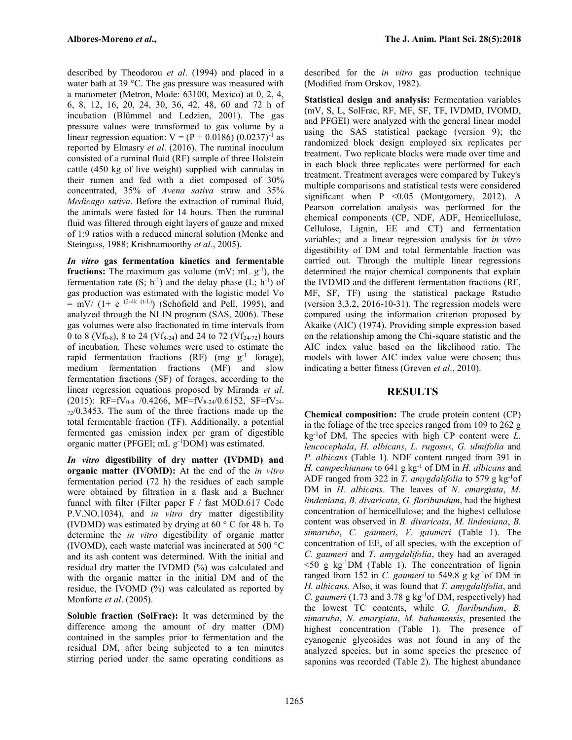described by Theodorou *et al*. (1994) and placed in a water bath at 39 °C. The gas pressure was measured with a manometer (Metron, Mode: 63100, Mexico) at 0, 2, 4, 6, 8, 12, 16, 20, 24, 30, 36, 42, 48, 60 and 72 h of incubation (Blümmel and Ledzien, 2001). The gas pressure values were transformed to gas volume by a linear regression equation: $V = (P + 0.0186) (0.0237)^{-1}$ as reported by Elmasry *et al*. (2016). The ruminal inoculum consisted of a ruminal fluid (RF) sample of three Holstein cattle (450 kg of live weight) supplied with cannulas in their rumen and fed with a diet composed of 30% concentrated, 35% of *Avena sativa* straw and 35% *Medicago sativa*. Before the extraction of ruminal fluid, the animals were fasted for 14 hours. Then the ruminal fluid was filtered through eight layers of gauze and mixed of 1:9 ratios with a reduced mineral solution (Menke and Steingass, 1988; Krishnamoorthy *et al*., 2005).

***In vitro* gas fermentation kinetics and fermentable fractions:** The maximum gas volume (mV; mL $g^{-1}$), the fermentation rate (S; $h^{-1}$) and the delay phase (L; $h^{-1}$) of gas production was estimated with the logistic model $Vo = mV/ (1+ e^{(2-4k (t-L)})$ (Schofield and Pell, 1995), and analyzed through the NLIN program (SAS, 2006). These gas volumes were also fractionated in time intervals from 0 to 8 ($Vf_{0-8}$), 8 to 24 ($Vf_{8-24}$) and 24 to 72 ($Vf_{24-72}$) hours of incubation. These volumes were used to estimate the rapid fermentation fractions (RF) (mg $g^{-1}$ forage), medium fermentation fractions (MF) and slow fermentation fractions (SF) of forages, according to the linear regression equations proposed by Miranda *et al*. (2015): $RF=fV_{0-8}/0.4266$, $MF=fV_{8-24}/0.6152$, $SF=fV_{24-72}/0.3453$. The sum of the three fractions made up the total fermentable fraction (TF). Additionally, a potential fermented gas emission index per gram of digestible organic matter (PFGEI; mL $g^{-1}$DOM) was estimated.

***In vitro* digestibility of dry matter (IVDMD) and organic matter (IVOMD):** At the end of the *in vitro* fermentation period (72 h) the residues of each sample were obtained by filtration in a flask and a Buchner funnel with filter (Filter paper F / fast MOD.617 Code P.V.NO.1034), and *in vitro* dry matter digestibility (IVDMD) was estimated by drying at 60 ° C for 48 h. To determine the *in vitro* digestibility of organic matter (IVOMD), each waste material was incinerated at 500 °C and its ash content was determined. With the initial and residual dry matter the IVDMD (%) was calculated and with the organic matter in the initial DM and of the residue, the IVOMD (%) was calculated as reported by Monforte *et al*. (2005).

**Soluble fraction (SolFrac):** It was determined by the difference among the amount of dry matter (DM) contained in the samples prior to fermentation and the residual DM, after being subjected to a ten minutes stirring period under the same operating conditions as described for the *in vitro* gas production technique (Modified from Orskov, 1982).

**Statistical design and analysis:** Fermentation variables (mV, S, L, SolFrac, RF, MF, SF, TF, IVDMD, IVOMD, and PFGEI) were analyzed with the general linear model using the SAS statistical package (version 9); the randomized block design employed six replicates per treatment. Two replicate blocks were made over time and in each block three replicates were performed for each treatment. Treatment averages were compared by Tukey's multiple comparisons and statistical tests were considered significant when $P < 0.05$ (Montgomery, 2012). A Pearson correlation analysis was performed for the chemical components (CP, NDF, ADF, Hemicellulose, Cellulose, Lignin, EE and CT) and fermentation variables; and a linear regression analysis for *in vitro* digestibility of DM and total fermentable fraction was carried out. Through the multiple linear regressions determined the major chemical components that explain the IVDMD and the different fermentation fractions (RF, MF, SF, TF) using the statistical package Rstudio (version 3.3.2, 2016-10-31). The regression models were compared using the information criterion proposed by Akaike (AIC) (1974). Providing simple expression based on the relationship among the Chi-square statistic and the AIC index value based on the likelihood ratio. The models with lower AIC index value were chosen; thus indicating a better fitness (Greven *et al*., 2010).

## RESULTS

**Chemical composition:** The crude protein content (CP) in the foliage of the tree species ranged from 109 to 262 g $kg^{-1}$of DM. The species with high CP content were *L. leucocephala*, *H. albicans*, *L. rugosus*, *G. ulmifolia* and *P. albicans* (Table 1). NDF content ranged from 391 in *H. campechianum* to 641 g $kg^{-1}$ of DM in *H. albicans* and ADF ranged from 322 in *T. amygdalifolia* to 579 g $kg^{-1}$of DM in *H. albicans*. The leaves of *N. emargiata*, *M. lindeniana*, *B. divaricata*, *G. floribundum*, had the highest concentration of hemicellulose; and the highest cellulose content was observed in *B. divaricata*, *M. lindeniana*, *B. simaruba*, *C. gaumeri*, *V. gaumeri* (Table 1). The concentration of EE, of all species, with the exception of *C. gaumeri* and *T. amygdalifolia*, they had an averaged <50 g $kg^{-1}$DM (Table 1). The concentration of lignin ranged from 152 in *C. gaumeri* to 549.8 g $kg^{-1}$of DM in *H. albicans*. Also, it was found that *T. amygdalifolia*, and *C. gaumeri* (1.73 and 3.78 g $kg^{-1}$of DM, respectively) had the lowest TC contents, while *G. floribundum*, *B. simaruba*, *N. emargiata*, *M. bahamensis*, presented the highest concentration (Table 1). The presence of cyanogenic glycosides was not found in any of the analyzed species, but in some species the presence of saponins was recorded (Table 2). The highest abundance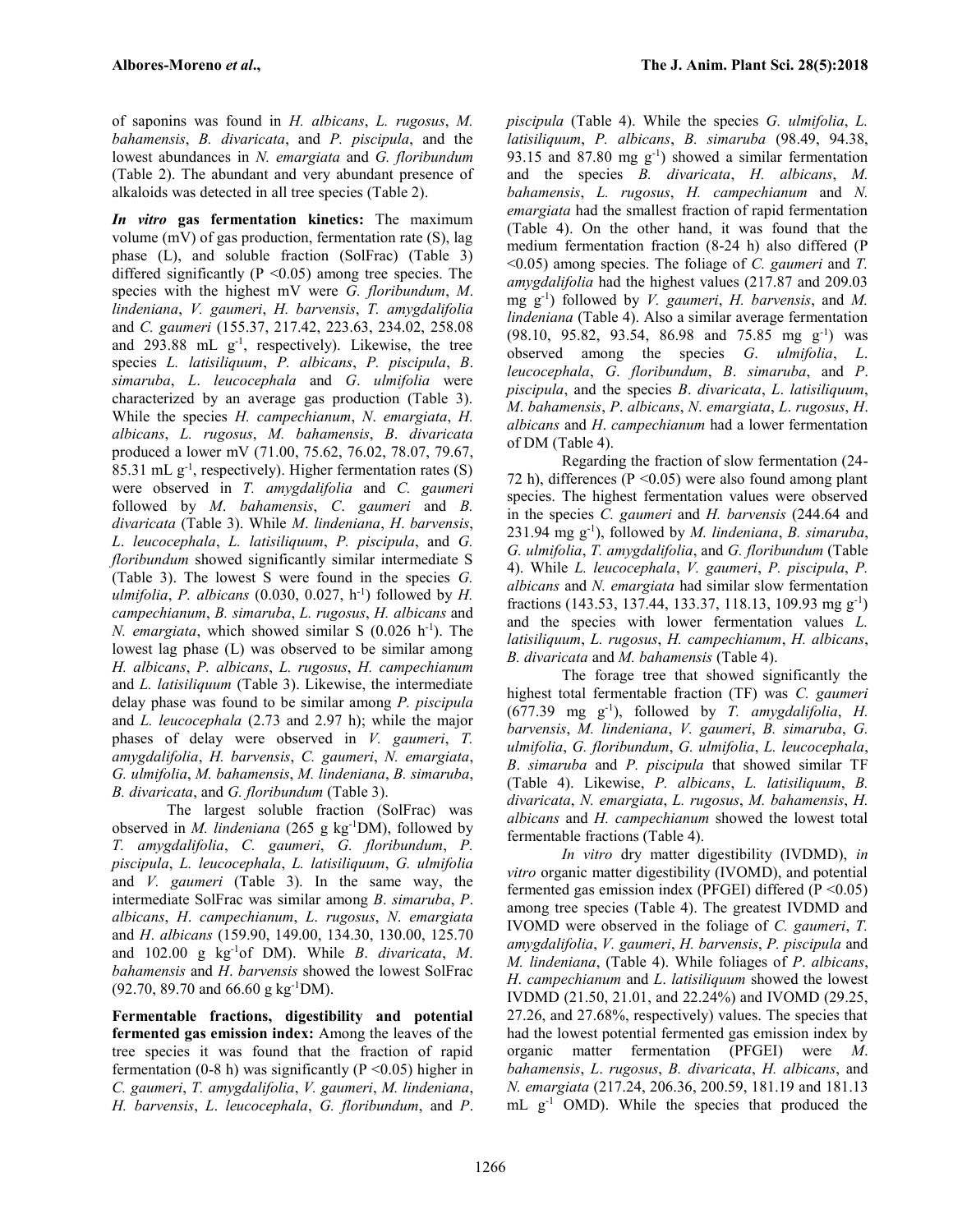of saponins was found in *H. albicans*, *L. rugosus*, *M. bahamensis*, *B. divaricata*, and *P. piscipula*, and the lowest abundances in *N. emargiata* and *G. floribundum* (Table 2). The abundant and very abundant presence of alkaloids was detected in all tree species (Table 2).

***In vitro* gas fermentation kinetics:** The maximum volume (mV) of gas production, fermentation rate (S), lag phase (L), and soluble fraction (SolFrac) (Table 3) differed significantly ($P < 0.05$) among tree species. The species with the highest mV were *G. floribundum*, *M. lindeniana*, *V. gaumeri*, *H. barvensis*, *T. amygdalifolia* and *C. gaumeri* (155.37, 217.42, 223.63, 234.02, 258.08 and 293.88 mL $g^{-1}$, respectively). Likewise, the tree species *L. latisiliquum*, *P. albicans*, *P. piscipula*, *B. simaruba*, *L. leucocephala* and *G. ulmifolia* were characterized by an average gas production (Table 3). While the species *H. campechianum*, *N. emargiata*, *H. albicans*, *L. rugosus*, *M. bahamensis*, *B. divaricata* produced a lower mV (71.00, 75.62, 76.02, 78.07, 79.67, 85.31 mL $g^{-1}$, respectively). Higher fermentation rates (S) were observed in *T. amygdalifolia* and *C. gaumeri* followed by *M. bahamensis*, *C. gaumeri* and *B. divaricata* (Table 3). While *M. lindeniana*, *H. barvensis*, *L. leucocephala*, *L. latisiliquum*, *P. piscipula*, and *G. floribundum* showed significantly similar intermediate S (Table 3). The lowest S were found in the species *G. ulmifolia*, *P. albicans* (0.030, 0.027, $h^{-1}$) followed by *H. campechianum*, *B. simaruba*, *L. rugosus*, *H. albicans* and *N. emargiata*, which showed similar S (0.026 $h^{-1}$). The lowest lag phase (L) was observed to be similar among *H. albicans*, *P. albicans*, *L. rugosus*, *H. campechianum* and *L. latisiliquum* (Table 3). Likewise, the intermediate delay phase was found to be similar among *P. piscipula* and *L. leucocephala* (2.73 and 2.97 h); while the major phases of delay were observed in *V. gaumeri*, *T. amygdalifolia*, *H. barvensis*, *C. gaumeri*, *N. emargiata*, *G. ulmifolia*, *M. bahamensis*, *M. lindeniana*, *B. simaruba*, *B. divaricata*, and *G. floribundum* (Table 3).

The largest soluble fraction (SolFrac) was observed in *M. lindeniana* (265 g $kg^{-1}$DM), followed by *T. amygdalifolia*, *C. gaumeri*, *G. floribundum*, *P. piscipula*, *L. leucocephala*, *L. latisiliquum*, *G. ulmifolia* and *V. gaumeri* (Table 3). In the same way, the intermediate SolFrac was similar among *B. simaruba*, *P. albicans*, *H. campechianum*, *L. rugosus*, *N. emargiata* and *H. albicans* (159.90, 149.00, 134.30, 130.00, 125.70 and 102.00 g $kg^{-1}$of DM). While *B. divaricata*, *M. bahamensis* and *H. barvensis* showed the lowest SolFrac (92.70, 89.70 and 66.60 g $kg^{-1}$DM).

**Fermentable fractions, digestibility and potential fermented gas emission index:** Among the leaves of the tree species it was found that the fraction of rapid fermentation (0-8 h) was significantly ($P < 0.05$) higher in *C. gaumeri*, *T. amygdalifolia*, *V. gaumeri*, *M. lindeniana*, *H. barvensis*, *L. leucocephala*, *G. floribundum*, and *P. piscipula* (Table 4). While the species *G. ulmifolia*, *L. latisiliquum*, *P. albicans*, *B. simaruba* (98.49, 94.38, 93.15 and 87.80 mg $g^{-1}$) showed a similar fermentation and the species *B. divaricata*, *H. albicans*, *M. bahamensis*, *L. rugosus*, *H. campechianum* and *N. emargiata* had the smallest fraction of rapid fermentation (Table 4). On the other hand, it was found that the medium fermentation fraction (8-24 h) also differed ($P < 0.05$) among species. The foliage of *C. gaumeri* and *T. amygdalifolia* had the highest values (217.87 and 209.03 mg $g^{-1}$) followed by *V. gaumeri*, *H. barvensis*, and *M. lindeniana* (Table 4). Also a similar average fermentation (98.10, 95.82, 93.54, 86.98 and 75.85 mg $g^{-1}$) was observed among the species *G. ulmifolia*, *L. leucocephala*, *G. floribundum*, *B. simaruba*, and *P. piscipula*, and the species *B. divaricata*, *L. latisiliquum*, *M. bahamensis*, *P. albicans*, *N. emargiata*, *L. rugosus*, *H. albicans* and *H. campechianum* had a lower fermentation of DM (Table 4).

Regarding the fraction of slow fermentation (24-72 h), differences ($P < 0.05$) were also found among plant species. The highest fermentation values were observed in the species *C. gaumeri* and *H. barvensis* (244.64 and 231.94 mg $g^{-1}$), followed by *M. lindeniana*, *B. simaruba*, *G. ulmifolia*, *T. amygdalifolia*, and *G. floribundum* (Table 4). While *L. leucocephala*, *V. gaumeri*, *P. piscipula*, *P. albicans* and *N. emargiata* had similar slow fermentation fractions (143.53, 137.44, 133.37, 118.13, 109.93 mg $g^{-1}$) and the species with lower fermentation values *L. latisiliquum*, *L. rugosus*, *H. campechianum*, *H. albicans*, *B. divaricata* and *M. bahamensis* (Table 4).

The forage tree that showed significantly the highest total fermentable fraction (TF) was *C. gaumeri* (677.39 mg $g^{-1}$), followed by *T. amygdalifolia*, *H. barvensis*, *M. lindeniana*, *V. gaumeri*, *B. simaruba*, *G. ulmifolia*, *G. floribundum*, *G. ulmifolia*, *L. leucocephala*, *B. simaruba* and *P. piscipula* that showed similar TF (Table 4). Likewise, *P. albicans*, *L. latisiliquum*, *B. divaricata*, *N. emargiata*, *L. rugosus*, *M. bahamensis*, *H. albicans* and *H. campechianum* showed the lowest total fermentable fractions (Table 4).

*In vitro* dry matter digestibility (IVDMD), *in vitro* organic matter digestibility (IVOMD), and potential fermented gas emission index (PFGEI) differed ($P < 0.05$) among tree species (Table 4). The greatest IVDMD and IVOMD were observed in the foliage of *C. gaumeri*, *T. amygdalifolia*, *V. gaumeri*, *H. barvensis*, *P. piscipula* and *M. lindeniana*, (Table 4). While foliages of *P. albicans*, *H. campechianum* and *L. latisiliquum* showed the lowest IVDMD (21.50, 21.01, and 22.24%) and IVOMD (29.25, 27.26, and 27.68%, respectively) values. The species that had the lowest potential fermented gas emission index by organic matter fermentation (PFGEI) were *M. bahamensis*, *L. rugosus*, *B. divaricata*, *H. albicans*, and *N. emargiata* (217.24, 206.36, 200.59, 181.19 and 181.13 mL $g^{-1}$ OMD). While the species that produced the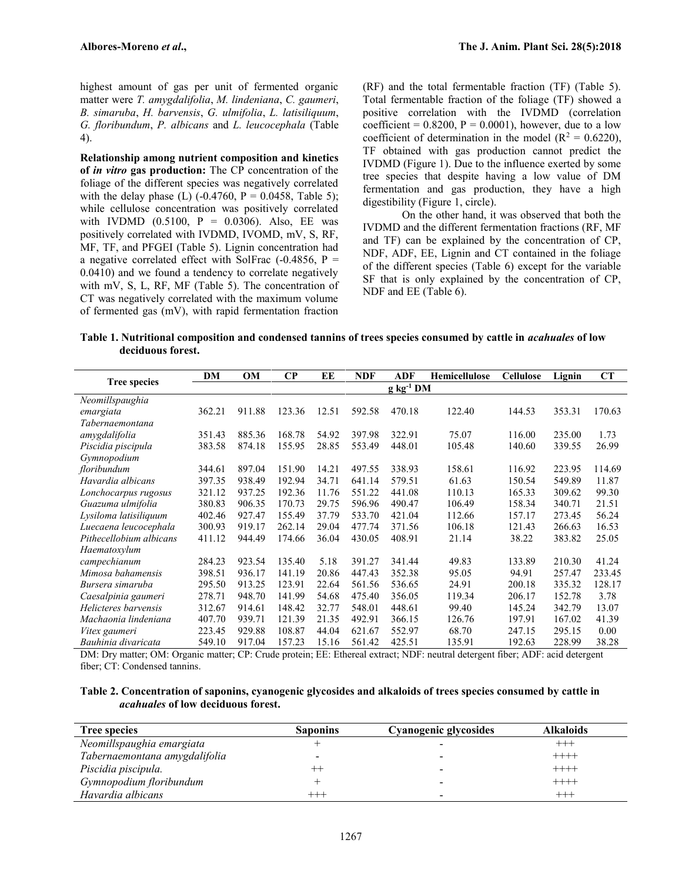highest amount of gas per unit of fermented organic matter were *T. amygdalifolia*, *M. lindeniana*, *C. gaumeri*, *B. simaruba*, *H. barvensis*, *G. ulmifolia*, *L. latisiliquum*, *G. floribundum*, *P. albicans* and *L. leucocephala* (Table 4).

**Relationship among nutrient composition and kinetics of *in vitro* gas production:** The CP concentration of the foliage of the different species was negatively correlated with the delay phase (L) (-0.4760, P = 0.0458, Table 5); while cellulose concentration was positively correlated with IVDMD (0.5100, P = 0.0306). Also, EE was positively correlated with IVDMD, IVOMD, mV, S, RF, MF, TF, and PFGEI (Table 5). Lignin concentration had a negative correlated effect with SolFrac (-0.4856, P = 0.0410) and we found a tendency to correlate negatively with mV, S, L, RF, MF (Table 5). The concentration of CT was negatively correlated with the maximum volume of fermented gas (mV), with rapid fermentation fraction (RF) and the total fermentable fraction (TF) (Table 5). Total fermentable fraction of the foliage (TF) showed a positive correlation with the IVDMD (correlation coefficient = 0.8200, P = 0.0001), however, due to a low coefficient of determination in the model ($R^2$ = 0.6220), TF obtained with gas production cannot predict the IVDMD (Figure 1). Due to the influence exerted by some tree species that despite having a low value of DM fermentation and gas production, they have a high digestibility (Figure 1, circle).

On the other hand, it was observed that both the IVDMD and the different fermentation fractions (RF, MF and TF) can be explained by the concentration of CP, NDF, ADF, EE, Lignin and CT contained in the foliage of the different species (Table 6) except for the variable SF that is only explained by the concentration of CP, NDF and EE (Table 6).

**Table 1. Nutritional composition and condensed tannins of trees species consumed by cattle in *acahuales* of low deciduous forest.**

| Tree species | DM | OM | CP | EE | NDF | ADF | Hemicellulose | Cellulose | Lignin | CT |
|---|---|---|---|---|---|---|---|---|---|---|
| | | | | | $g\ kg^{-1}$ DM | | | | | |
| *Neomillspaughia emargiata* | 362.21 | 911.88 | 123.36 | 12.51 | 592.58 | 470.18 | 122.40 | 144.53 | 353.31 | 170.63 |
| *Tabernaemontana amygdalifolia* | 351.43 | 885.36 | 168.78 | 54.92 | 397.98 | 322.91 | 75.07 | 116.00 | 235.00 | 1.73 |
| *Piscidia piscipula* | 383.58 | 874.18 | 155.95 | 28.85 | 553.49 | 448.01 | 105.48 | 140.60 | 339.55 | 26.99 |
| *Gymnopodium floribundum* | 344.61 | 897.04 | 151.90 | 14.21 | 497.55 | 338.93 | 158.61 | 116.92 | 223.95 | 114.69 |
| *Havardia albicans* | 397.35 | 938.49 | 192.94 | 34.71 | 641.14 | 579.51 | 61.63 | 150.54 | 549.89 | 11.87 |
| *Lonchocarpus rugosus* | 321.12 | 937.25 | 192.36 | 11.76 | 551.22 | 441.08 | 110.13 | 165.33 | 309.62 | 99.30 |
| *Guazuma ulmifolia* | 380.83 | 906.35 | 170.73 | 29.75 | 596.96 | 490.47 | 106.49 | 158.34 | 340.71 | 21.51 |
| *Lysiloma latisiliquum* | 402.46 | 927.47 | 155.49 | 37.79 | 533.70 | 421.04 | 112.66 | 157.17 | 273.45 | 56.24 |
| *Luecaena leucocephala* | 300.93 | 919.17 | 262.14 | 29.04 | 477.74 | 371.56 | 106.18 | 121.43 | 266.63 | 16.53 |
| *Pithecellobium albicans* | 411.12 | 944.49 | 174.66 | 36.04 | 430.05 | 408.91 | 21.14 | 38.22 | 383.82 | 25.05 |
| *Haematoxylum campechianum* | 284.23 | 923.54 | 135.40 | 5.18 | 391.27 | 341.44 | 49.83 | 133.89 | 210.30 | 41.24 |
| *Mimosa bahamensis* | 398.51 | 936.17 | 141.19 | 20.86 | 447.43 | 352.38 | 95.05 | 94.91 | 257.47 | 233.45 |
| *Bursera simaruba* | 295.50 | 913.25 | 123.91 | 22.64 | 561.56 | 536.65 | 24.91 | 200.18 | 335.32 | 128.17 |
| *Caesalpinia gaumeri* | 278.71 | 948.70 | 141.99 | 54.68 | 475.40 | 356.05 | 119.34 | 206.17 | 152.78 | 3.78 |
| *Helicteres barvensis* | 312.67 | 914.61 | 148.42 | 32.77 | 548.01 | 448.61 | 99.40 | 145.24 | 342.79 | 13.07 |
| *Machaonia lindeniana* | 407.70 | 939.71 | 121.39 | 21.35 | 492.91 | 366.15 | 126.76 | 197.91 | 167.02 | 41.39 |
| *Vitex gaumeri* | 223.45 | 929.88 | 108.87 | 44.04 | 621.67 | 552.97 | 68.70 | 247.15 | 295.15 | 0.00 |
| *Bauhinia divaricata* | 549.10 | 917.04 | 157.23 | 15.16 | 561.42 | 425.51 | 135.91 | 192.63 | 228.99 | 38.28 |

DM: Dry matter; OM: Organic matter; CP: Crude protein; EE: Ethereal extract; NDF: neutral detergent fiber; ADF: acid detergent fiber; CT: Condensed tannins.

**Table 2. Concentration of saponins, cyanogenic glycosides and alkaloids of trees species consumed by cattle in *acahuales* of low deciduous forest.**

| Tree species | Saponins | Cyanogenic glycosides | Alkaloids |
|---|---|---|---|
| *Neomillspaughia emargiata* | + | - | +++ |
| *Tabernaemontana amygdalifolia* | - | - | ++++ |
| *Piscidia piscipula.* | ++ | - | ++++ |
| *Gymnopodium floribundum* | + | - | ++++ |
| *Havardia albicans* | +++ | - | +++ |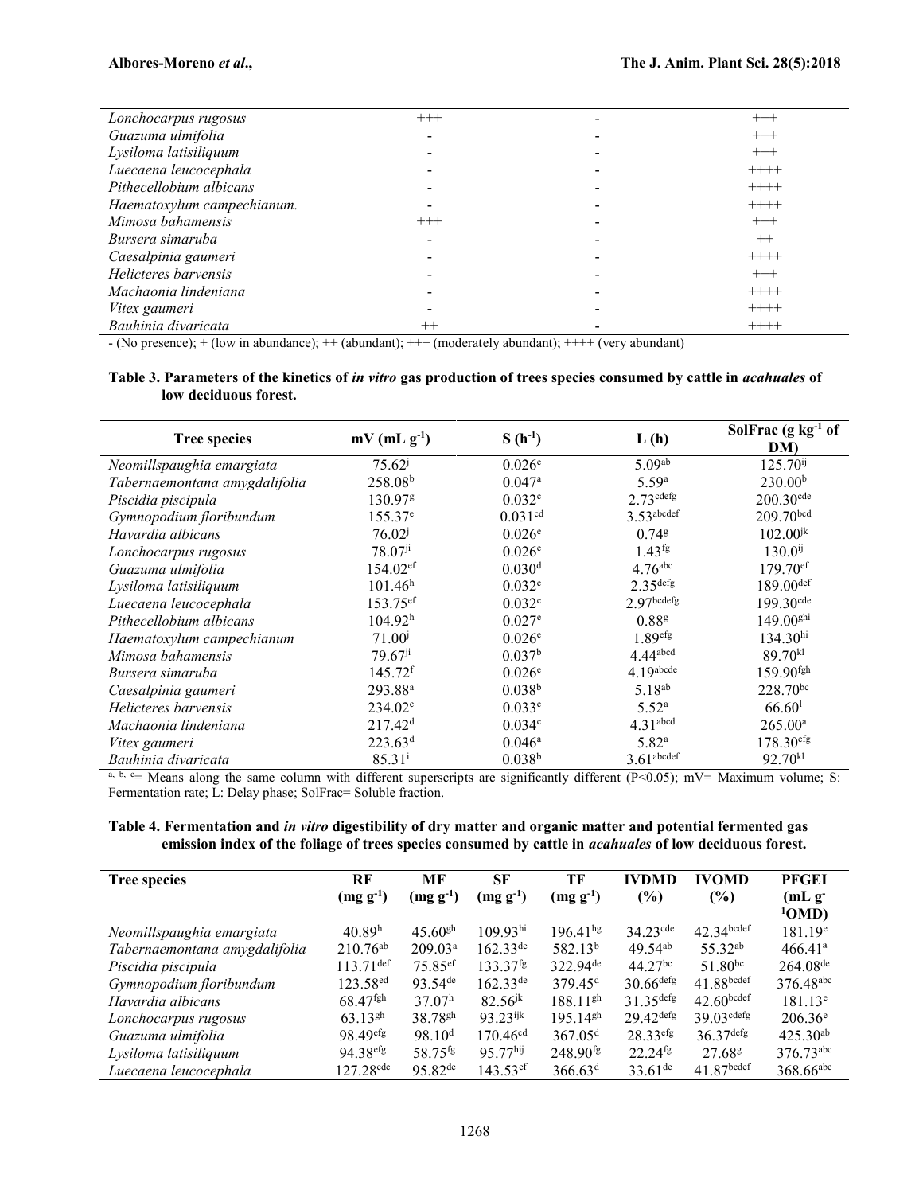| | | | |
|---|---|---|---|
| *Lonchocarpus rugosus* | +++ | - | +++ |
| *Guazuma ulmifolia* | - | - | +++ |
| *Lysiloma latisiliquum* | - | - | +++ |
| *Luecaena leucocephala* | - | - | ++++ |
| *Pithecellobium albicans* | - | - | ++++ |
| *Haematoxylum campechianum.* | - | - | ++++ |
| *Mimosa bahamensis* | +++ | - | +++ |
| *Bursera simaruba* | - | - | ++ |
| *Caesalpinia gaumeri* | - | - | ++++ |
| *Helicteres barvensis* | - | - | +++ |
| *Machaonia lindeniana* | - | - | ++++ |
| *Vitex gaumeri* | - | - | ++++ |
| *Bauhinia divaricata* | ++ | - | ++++ |

- (No presence); + (low in abundance); ++ (abundant); +++ (moderately abundant); ++++ (very abundant)

**Table 3. Parameters of the kinetics of *in vitro* gas production of trees species consumed by cattle in *acahuales* of low deciduous forest.**

| Tree species | mV (mL $g^{-1}$) | S ($h^{-1}$) | L (h) | SolFrac (g $kg^{-1}$ of DM) |
|---|---|---|---|---|
| *Neomillspaughia emargiata* | 75.62$^{j}$ | 0.026$^{e}$ | 5.09$^{ab}$ | 125.70$^{ij}$ |
| *Tabernaemontana amygdalifolia* | 258.08$^{b}$ | 0.047$^{a}$ | 5.59$^{a}$ | 230.00$^{b}$ |
| *Piscidia piscipula* | 130.97$^{g}$ | 0.032$^{c}$ | 2.73$^{cdefg}$ | 200.30$^{cde}$ |
| *Gymnopodium floribundum* | 155.37$^{e}$ | 0.031$^{cd}$ | 3.53$^{abcdef}$ | 209.70$^{bcd}$ |
| *Havardia albicans* | 76.02$^{j}$ | 0.026$^{e}$ | 0.74$^{g}$ | 102.00$^{jk}$ |
| *Lonchocarpus rugosus* | 78.07$^{ji}$ | 0.026$^{e}$ | 1.43$^{fg}$ | 130.0$^{ij}$ |
| *Guazuma ulmifolia* | 154.02$^{ef}$ | 0.030$^{d}$ | 4.76$^{abc}$ | 179.70$^{ef}$ |
| *Lysiloma latisiliquum* | 101.46$^{h}$ | 0.032$^{c}$ | 2.35$^{defg}$ | 189.00$^{def}$ |
| *Luecaena leucocephala* | 153.75$^{ef}$ | 0.032$^{c}$ | 2.97$^{bcdefg}$ | 199.30$^{cde}$ |
| *Pithecellobium albicans* | 104.92$^{h}$ | 0.027$^{e}$ | 0.88$^{g}$ | 149.00$^{ghi}$ |
| *Haematoxylum campechianum* | 71.00$^{j}$ | 0.026$^{e}$ | 1.89$^{efg}$ | 134.30$^{hi}$ |
| *Mimosa bahamensis* | 79.67$^{ji}$ | 0.037$^{b}$ | 4.44$^{abcd}$ | 89.70$^{kl}$ |
| *Bursera simaruba* | 145.72$^{f}$ | 0.026$^{e}$ | 4.19$^{abcde}$ | 159.90$^{fgh}$ |
| *Caesalpinia gaumeri* | 293.88$^{a}$ | 0.038$^{b}$ | 5.18$^{ab}$ | 228.70$^{bc}$ |
| *Helicteres barvensis* | 234.02$^{c}$ | 0.033$^{c}$ | 5.52$^{a}$ | 66.60$^{l}$ |
| *Machaonia lindeniana* | 217.42$^{d}$ | 0.034$^{c}$ | 4.31$^{abcd}$ | 265.00$^{a}$ |
| *Vitex gaumeri* | 223.63$^{d}$ | 0.046$^{a}$ | 5.82$^{a}$ | 178.30$^{efg}$ |
| *Bauhinia divaricata* | 85.31$^{i}$ | 0.038$^{b}$ | 3.61$^{abcdef}$ | 92.70$^{kl}$ |

a, b, c= Means along the same column with different superscripts are significantly different ($P<0.05$); mV= Maximum volume; S: Fermentation rate; L: Delay phase; SolFrac= Soluble fraction.

**Table 4. Fermentation and *in vitro* digestibility of dry matter and organic matter and potential fermented gas emission index of the foliage of trees species consumed by cattle in *acahuales* of low deciduous forest.**

| Tree species | RF (mg $g^{-1}$) | MF (mg $g^{-1}$) | SF (mg $g^{-1}$) | TF (mg $g^{-1}$) | IVDMD (%) | IVOMD (%) | PFGEI (mL $g^{-1}$OMD) |
|---|---|---|---|---|---|---|---|
| *Neomillspaughia emargiata* | 40.89$^{h}$ | 45.60$^{gh}$ | 109.93$^{hi}$ | 196.41$^{hg}$ | 34.23$^{cde}$ | 42.34$^{bcdef}$ | 181.19$^{e}$ |
| *Tabernaemontana amygdalifolia* | 210.76$^{ab}$ | 209.03$^{a}$ | 162.33$^{de}$ | 582.13$^{b}$ | 49.54$^{ab}$ | 55.32$^{ab}$ | 466.41$^{a}$ |
| *Piscidia piscipula* | 113.71$^{def}$ | 75.85$^{ef}$ | 133.37$^{fg}$ | 322.94$^{de}$ | 44.27$^{bc}$ | 51.80$^{bc}$ | 264.08$^{de}$ |
| *Gymnopodium floribundum* | 123.58$^{ed}$ | 93.54$^{de}$ | 162.33$^{de}$ | 379.45$^{d}$ | 30.66$^{defg}$ | 41.88$^{bcdef}$ | 376.48$^{abc}$ |
| *Havardia albicans* | 68.47$^{fgh}$ | 37.07$^{h}$ | 82.56$^{jk}$ | 188.11$^{gh}$ | 31.35$^{defg}$ | 42.60$^{bcdef}$ | 181.13$^{e}$ |
| *Lonchocarpus rugosus* | 63.13$^{gh}$ | 38.78$^{gh}$ | 93.23$^{ijk}$ | 195.14$^{gh}$ | 29.42$^{defg}$ | 39.03$^{cdefg}$ | 206.36$^{e}$ |
| *Guazuma ulmifolia* | 98.49$^{efg}$ | 98.10$^{d}$ | 170.46$^{cd}$ | 367.05$^{d}$ | 28.33$^{efg}$ | 36.37$^{defg}$ | 425.30$^{ab}$ |
| *Lysiloma latisiliquum* | 94.38$^{efg}$ | 58.75$^{fg}$ | 95.77$^{hij}$ | 248.90$^{fg}$ | 22.24$^{fg}$ | 27.68$^{g}$ | 376.73$^{abc}$ |
| *Luecaena leucocephala* | 127.28$^{cde}$ | 95.82$^{de}$ | 143.53$^{ef}$ | 366.63$^{d}$ | 33.61$^{de}$ | 41.87$^{bcdef}$ | 368.66$^{abc}$ |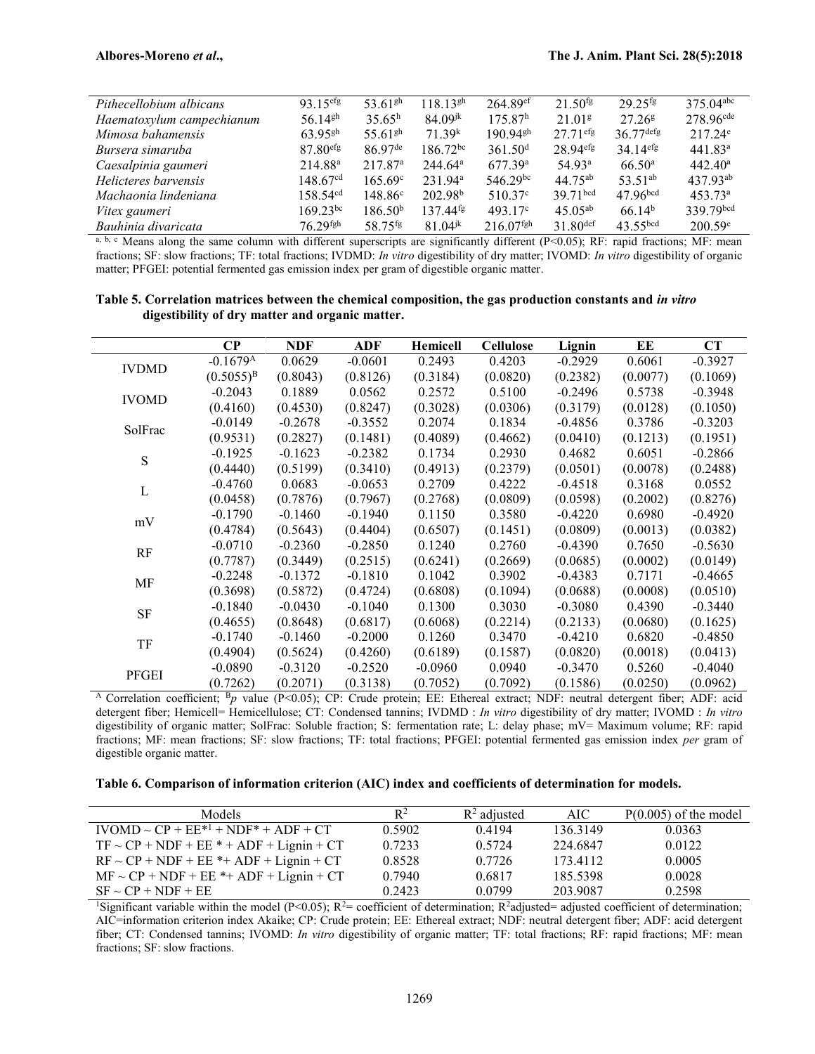| | | | | | | | |
|---|---|---|---|---|---|---|---|
| *Pithecellobium albicans* | 93.15[efg] | 53.61[gh] | 118.13[gh] | 264.89[ef] | 21.50[fg] | 29.25[fg] | 375.04[abc] |
| *Haematoxylum campechianum* | 56.14[gh] | 35.65[h] | 84.09[jk] | 175.87[h] | 21.01[g] | 27.26[g] | 278.96[cde] |
| *Mimosa bahamensis* | 63.95[gh] | 55.61[gh] | 71.39[k] | 190.94[gh] | 27.71[efg] | 36.77[defg] | 217.24[e] |
| *Bursera simaruba* | 87.80[efg] | 86.97[de] | 186.72[bc] | 361.50[d] | 28.94[efg] | 34.14[efg] | 441.83[a] |
| *Caesalpinia gaumeri* | 214.88[a] | 217.87[a] | 244.64[a] | 677.39[a] | 54.93[a] | 66.50[a] | 442.40[a] |
| *Helicteres barvensis* | 148.67[cd] | 165.69[c] | 231.94[a] | 546.29[bc] | 44.75[ab] | 53.51[ab] | 437.93[ab] |
| *Machaonia lindeniana* | 158.54[cd] | 148.86[c] | 202.98[b] | 510.37[c] | 39.71[bcd] | 47.96[bcd] | 453.73[a] |
| *Vitex gaumeri* | 169.23[bc] | 186.50[b] | 137.44[fg] | 493.17[c] | 45.05[ab] | 66.14[b] | 339.79[bcd] |
| *Bauhinia divaricata* | 76.29[fgh] | 58.75[fg] | 81.04[jk] | 216.07[fgh] | 31.80[def] | 43.55[bcd] | 200.59[e] |

[a, b, c] Means along the same column with different superscripts are significantly different (P<0.05); RF: rapid fractions; MF: mean fractions; SF: slow fractions; TF: total fractions; IVDMD: *In vitro* digestibility of dry matter; IVOMD: *In vitro* digestibility of organic matter; PFGEI: potential fermented gas emission index per gram of digestible organic matter.

**Table 5. Correlation matrices between the chemical composition, the gas production constants and *in vitro* digestibility of dry matter and organic matter.**

| | CP | NDF | ADF | Hemicell | Cellulose | Lignin | EE | CT |
|---|---|---|---|---|---|---|---|---|
| IVDMD | -0.1679[A] | 0.0629 | -0.0601 | 0.2493 | 0.4203 | -0.2929 | 0.6061 | -0.3927 |
| | (0.5055)[B] | (0.8043) | (0.8126) | (0.3184) | (0.0820) | (0.2382) | (0.0077) | (0.1069) |
| IVOMD | -0.2043 | 0.1889 | 0.0562 | 0.2572 | 0.5100 | -0.2496 | 0.5738 | -0.3948 |
| | (0.4160) | (0.4530) | (0.8247) | (0.3028) | (0.0306) | (0.3179) | (0.0128) | (0.1050) |
| SolFrac | -0.0149 | -0.2678 | -0.3552 | 0.2074 | 0.1834 | -0.4856 | 0.3786 | -0.3203 |
| | (0.9531) | (0.2827) | (0.1481) | (0.4089) | (0.4662) | (0.0410) | (0.1213) | (0.1951) |
| S | -0.1925 | -0.1623 | -0.2382 | 0.1734 | 0.2930 | 0.4682 | 0.6051 | -0.2866 |
| | (0.4440) | (0.5199) | (0.3410) | (0.4913) | (0.2379) | (0.0501) | (0.0078) | (0.2488) |
| L | -0.4760 | 0.0683 | -0.0653 | 0.2709 | 0.4222 | -0.4518 | 0.3168 | 0.0552 |
| | (0.0458) | (0.7876) | (0.7967) | (0.2768) | (0.0809) | (0.0598) | (0.2002) | (0.8276) |
| mV | -0.1790 | -0.1460 | -0.1940 | 0.1150 | 0.3580 | -0.4220 | 0.6980 | -0.4920 |
| | (0.4784) | (0.5643) | (0.4404) | (0.6507) | (0.1451) | (0.0809) | (0.0013) | (0.0382) |
| RF | -0.0710 | -0.2360 | -0.2850 | 0.1240 | 0.2760 | -0.4390 | 0.7650 | -0.5630 |
| | (0.7787) | (0.3449) | (0.2515) | (0.6241) | (0.2669) | (0.0685) | (0.0002) | (0.0149) |
| MF | -0.2248 | -0.1372 | -0.1810 | 0.1042 | 0.3902 | -0.4383 | 0.7171 | -0.4665 |
| | (0.3698) | (0.5872) | (0.4724) | (0.6808) | (0.1094) | (0.0688) | (0.0008) | (0.0510) |
| SF | -0.1840 | -0.0430 | -0.1040 | 0.1300 | 0.3030 | -0.3080 | 0.4390 | -0.3440 |
| | (0.4655) | (0.8648) | (0.6817) | (0.6068) | (0.2214) | (0.2133) | (0.0680) | (0.1625) |
| TF | -0.1740 | -0.1460 | -0.2000 | 0.1260 | 0.3470 | -0.4210 | 0.6820 | -0.4850 |
| | (0.4904) | (0.5624) | (0.4260) | (0.6189) | (0.1587) | (0.0820) | (0.0018) | (0.0413) |
| PFGEI | -0.0890 | -0.3120 | -0.2520 | -0.0960 | 0.0940 | -0.3470 | 0.5260 | -0.4040 |
| | (0.7262) | (0.2071) | (0.3138) | (0.7052) | (0.7092) | (0.1586) | (0.0250) | (0.0962) |

[A] Correlation coefficient; [B]*p* value (P<0.05); CP: Crude protein; EE: Ethereal extract; NDF: neutral detergent fiber; ADF: acid detergent fiber; Hemicell= Hemicellulose; CT: Condensed tannins; IVDMD : *In vitro* digestibility of dry matter; IVOMD : *In vitro* digestibility of organic matter; SolFrac: Soluble fraction; S: fermentation rate; L: delay phase; mV= Maximum volume; RF: rapid fractions; MF: mean fractions; SF: slow fractions; TF: total fractions; PFGEI: potential fermented gas emission index *per* gram of digestible organic matter.

**Table 6. Comparison of information criterion (AIC) index and coefficients of determination for models.**

| Models | $R^2$ | $R^2$ adjusted | AIC | P(0.005) of the model |
|---|---|---|---|---|
| IVOMD ~ CP + EE*[1] + NDF* + ADF + CT | 0.5902 | 0.4194 | 136.3149 | 0.0363 |
| TF ~ CP + NDF + EE * + ADF + Lignin + CT | 0.7233 | 0.5724 | 224.6847 | 0.0122 |
| RF ~ CP + NDF + EE *+ ADF + Lignin + CT | 0.8528 | 0.7726 | 173.4112 | 0.0005 |
| MF ~ CP + NDF + EE *+ ADF + Lignin + CT | 0.7940 | 0.6817 | 185.5398 | 0.0028 |
| SF ~ CP + NDF + EE | 0.2423 | 0.0799 | 203.9087 | 0.2598 |

[1]Significant variable within the model (P<0.05); $R^2$= coefficient of determination; $R^2$adjusted= adjusted coefficient of determination; AIC=information criterion index Akaike; CP: Crude protein; EE: Ethereal extract; NDF: neutral detergent fiber; ADF: acid detergent fiber; CT: Condensed tannins; IVOMD: *In vitro* digestibility of organic matter; TF: total fractions; RF: rapid fractions; MF: mean fractions; SF: slow fractions.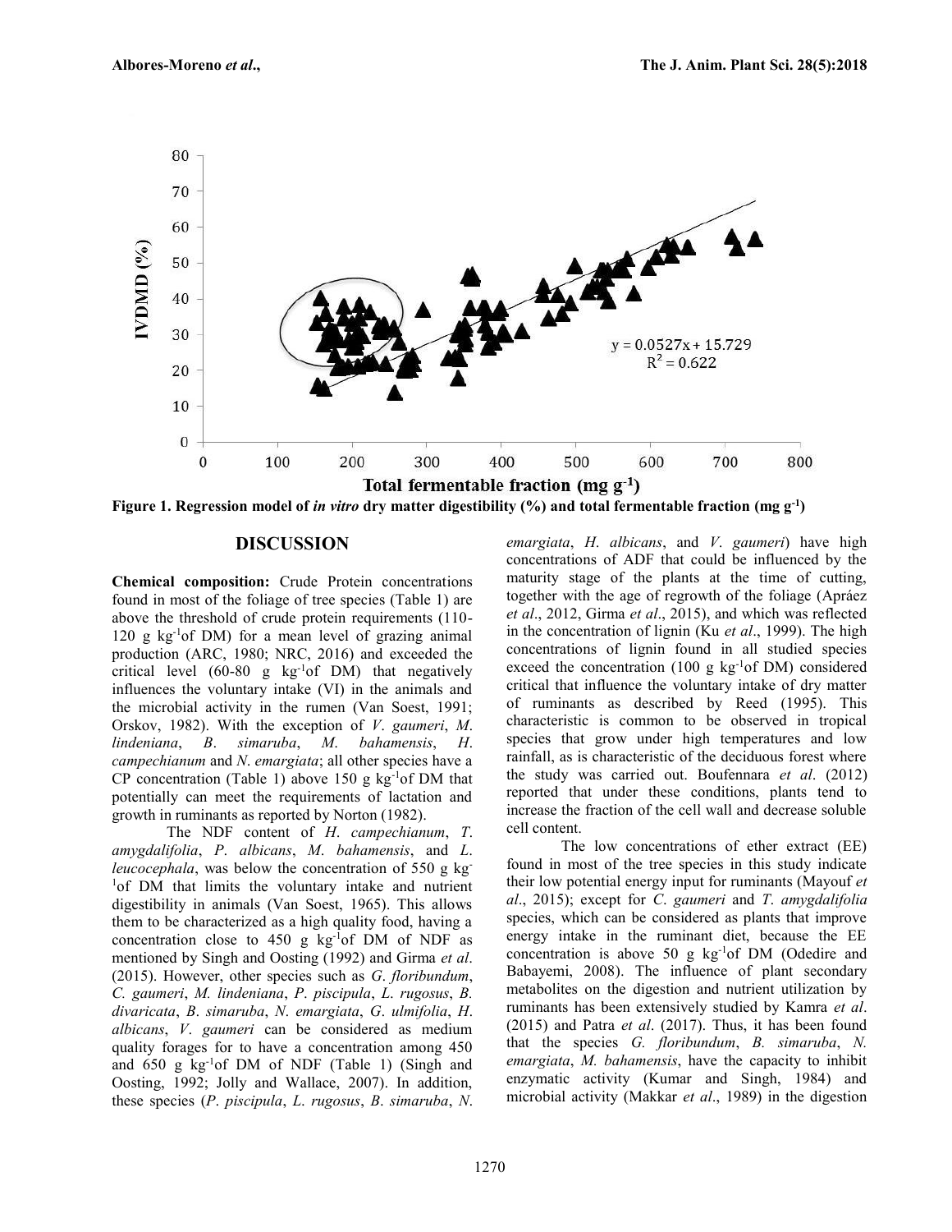Figure 1. Regression model of *in vitro* dry matter digestibility (%) and total fermentable fraction (mg $g^{-1}$)

## DISCUSSION

**Chemical composition:** Crude Protein concentrations found in most of the foliage of tree species (Table 1) are above the threshold of crude protein requirements (110-120 g $kg^{-1}$of DM) for a mean level of grazing animal production (ARC, 1980; NRC, 2016) and exceeded the critical level (60-80 g $kg^{-1}$of DM) that negatively influences the voluntary intake (VI) in the animals and the microbial activity in the rumen (Van Soest, 1991; Orskov, 1982). With the exception of *V. gaumeri*, *M. lindeniana*, *B. simaruba*, *M. bahamensis*, *H. campechianum* and *N. emargiata*; all other species have a CP concentration (Table 1) above 150 g $kg^{-1}$of DM that potentially can meet the requirements of lactation and growth in ruminants as reported by Norton (1982).

The NDF content of *H. campechianum*, *T. amygdalifolia*, *P. albicans*, *M. bahamensis*, and *L. leucocephala*, was below the concentration of 550 g $kg^{-1}$of DM that limits the voluntary intake and nutrient digestibility in animals (Van Soest, 1965). This allows them to be characterized as a high quality food, having a concentration close to 450 g $kg^{-1}$of DM of NDF as mentioned by Singh and Oosting (1992) and Girma *et al*. (2015). However, other species such as *G. floribundum*, *C. gaumeri*, *M. lindeniana*, *P. piscipula*, *L. rugosus*, *B. divaricata*, *B. simaruba*, *N. emargiata*, *G. ulmifolia*, *H. albicans*, *V. gaumeri* can be considered as medium quality forages for to have a concentration among 450 and 650 g $kg^{-1}$of DM of NDF (Table 1) (Singh and Oosting, 1992; Jolly and Wallace, 2007). In addition, these species (*P. piscipula*, *L. rugosus*, *B. simaruba*, *N. emargiata*, *H. albicans*, and *V. gaumeri*) have high concentrations of ADF that could be influenced by the maturity stage of the plants at the time of cutting, together with the age of regrowth of the foliage (Apráez *et al*., 2012, Girma *et al*., 2015), and which was reflected in the concentration of lignin (Ku *et al*., 1999). The high concentrations of lignin found in all studied species exceed the concentration (100 g $kg^{-1}$of DM) considered critical that influence the voluntary intake of dry matter of ruminants as described by Reed (1995). This characteristic is common to be observed in tropical species that grow under high temperatures and low rainfall, as is characteristic of the deciduous forest where the study was carried out. Boufennara *et al*. (2012) reported that under these conditions, plants tend to increase the fraction of the cell wall and decrease soluble cell content.

The low concentrations of ether extract (EE) found in most of the tree species in this study indicate their low potential energy input for ruminants (Mayouf *et al*., 2015); except for *C. gaumeri* and *T. amygdalifolia* species, which can be considered as plants that improve energy intake in the ruminant diet, because the EE concentration is above 50 g $kg^{-1}$of DM (Odedire and Babayemi, 2008). The influence of plant secondary metabolites on the digestion and nutrient utilization by ruminants has been extensively studied by Kamra *et al*. (2015) and Patra *et al*. (2017). Thus, it has been found that the species *G. floribundum*, *B. simaruba*, *N. emargiata*, *M. bahamensis*, have the capacity to inhibit enzymatic activity (Kumar and Singh, 1984) and microbial activity (Makkar *et al*., 1989) in the digestion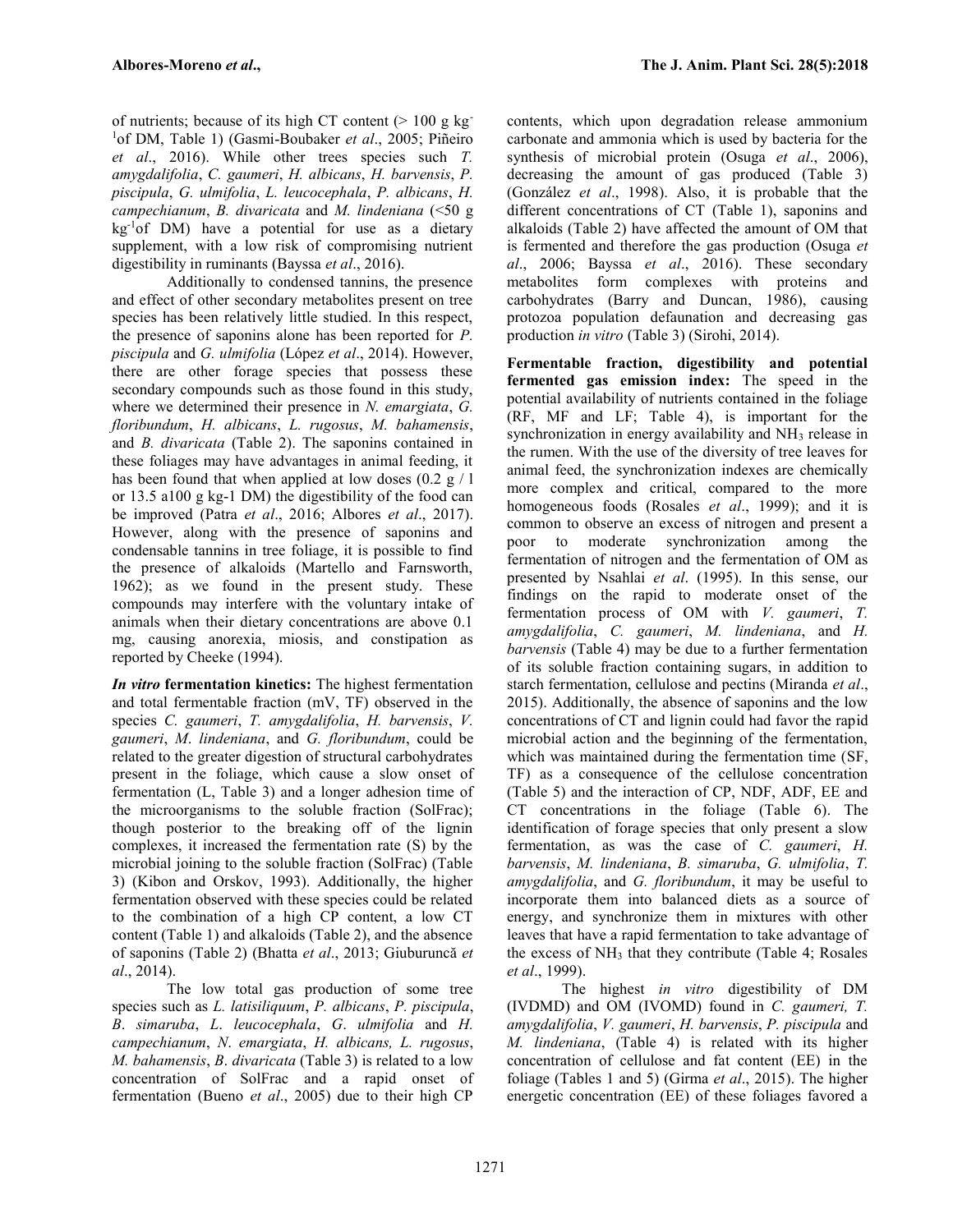of nutrients; because of its high CT content (> 100 g kg$^{-1}$of DM, Table 1) (Gasmi-Boubaker *et al*., 2005; Piñeiro *et al*., 2016). While other trees species such *T. amygdalifolia*, *C. gaumeri*, *H. albicans*, *H. barvensis*, *P. piscipula*, *G. ulmifolia*, *L. leucocephala*, *P. albicans*, *H. campechianum*, *B. divaricata* and *M. lindeniana* (<50 g kg$^{-1}$of DM) have a potential for use as a dietary supplement, with a low risk of compromising nutrient digestibility in ruminants (Bayssa *et al*., 2016).

Additionally to condensed tannins, the presence and effect of other secondary metabolites present on tree species has been relatively little studied. In this respect, the presence of saponins alone has been reported for *P. piscipula* and *G. ulmifolia* (López *et al*., 2014). However, there are other forage species that possess these secondary compounds such as those found in this study, where we determined their presence in *N. emargiata*, *G. floribundum*, *H. albicans*, *L. rugosus*, *M. bahamensis*, and *B. divaricata* (Table 2). The saponins contained in these foliages may have advantages in animal feeding, it has been found that when applied at low doses (0.2 g / l or 13.5 a100 g kg-1 DM) the digestibility of the food can be improved (Patra *et al*., 2016; Albores *et al*., 2017). However, along with the presence of saponins and condensable tannins in tree foliage, it is possible to find the presence of alkaloids (Martello and Farnsworth, 1962); as we found in the present study. These compounds may interfere with the voluntary intake of animals when their dietary concentrations are above 0.1 mg, causing anorexia, miosis, and constipation as reported by Cheeke (1994).

***In vitro* fermentation kinetics:** The highest fermentation and total fermentable fraction (mV, TF) observed in the species *C. gaumeri*, *T. amygdalifolia*, *H. barvensis*, *V. gaumeri*, *M. lindeniana*, and *G. floribundum*, could be related to the greater digestion of structural carbohydrates present in the foliage, which cause a slow onset of fermentation (L, Table 3) and a longer adhesion time of the microorganisms to the soluble fraction (SolFrac); though posterior to the breaking off of the lignin complexes, it increased the fermentation rate (S) by the microbial joining to the soluble fraction (SolFrac) (Table 3) (Kibon and Orskov, 1993). Additionally, the higher fermentation observed with these species could be related to the combination of a high CP content, a low CT content (Table 1) and alkaloids (Table 2), and the absence of saponins (Table 2) (Bhatta *et al*., 2013; Giuburuncă *et al*., 2014).

The low total gas production of some tree species such as *L. latisiliquum*, *P. albicans*, *P. piscipula*, *B. simaruba*, *L. leucocephala*, *G. ulmifolia* and *H. campechianum*, *N. emargiata*, *H. albicans, L. rugosus*, *M. bahamensis*, *B. divaricata* (Table 3) is related to a low concentration of SolFrac and a rapid onset of fermentation (Bueno *et al*., 2005) due to their high CP contents, which upon degradation release ammonium carbonate and ammonia which is used by bacteria for the synthesis of microbial protein (Osuga *et al*., 2006), decreasing the amount of gas produced (Table 3) (González *et al*., 1998). Also, it is probable that the different concentrations of CT (Table 1), saponins and alkaloids (Table 2) have affected the amount of OM that is fermented and therefore the gas production (Osuga *et al*., 2006; Bayssa *et al*., 2016). These secondary metabolites form complexes with proteins and carbohydrates (Barry and Duncan, 1986), causing protozoa population defaunation and decreasing gas production *in vitro* (Table 3) (Sirohi, 2014).

**Fermentable fraction, digestibility and potential fermented gas emission index:** The speed in the potential availability of nutrients contained in the foliage (RF, MF and LF; Table 4), is important for the synchronization in energy availability and $NH_3$ release in the rumen. With the use of the diversity of tree leaves for animal feed, the synchronization indexes are chemically more complex and critical, compared to the more homogeneous foods (Rosales *et al*., 1999); and it is common to observe an excess of nitrogen and present a poor to moderate synchronization among the fermentation of nitrogen and the fermentation of OM as presented by Nsahlai *et al*. (1995). In this sense, our findings on the rapid to moderate onset of the fermentation process of OM with *V. gaumeri*, *T. amygdalifolia*, *C. gaumeri*, *M. lindeniana*, and *H. barvensis* (Table 4) may be due to a further fermentation of its soluble fraction containing sugars, in addition to starch fermentation, cellulose and pectins (Miranda *et al*., 2015). Additionally, the absence of saponins and the low concentrations of CT and lignin could had favor the rapid microbial action and the beginning of the fermentation, which was maintained during the fermentation time (SF, TF) as a consequence of the cellulose concentration (Table 5) and the interaction of CP, NDF, ADF, EE and CT concentrations in the foliage (Table 6). The identification of forage species that only present a slow fermentation, as was the case of *C. gaumeri*, *H. barvensis*, *M. lindeniana*, *B. simaruba*, *G. ulmifolia*, *T. amygdalifolia*, and *G. floribundum*, it may be useful to incorporate them into balanced diets as a source of energy, and synchronize them in mixtures with other leaves that have a rapid fermentation to take advantage of the excess of $NH_3$ that they contribute (Table 4; Rosales *et al*., 1999).

The highest *in vitro* digestibility of DM (IVDMD) and OM (IVOMD) found in *C. gaumeri, T. amygdalifolia*, *V. gaumeri*, *H. barvensis*, *P. piscipula* and *M. lindeniana*, (Table 4) is related with its higher concentration of cellulose and fat content (EE) in the foliage (Tables 1 and 5) (Girma *et al*., 2015). The higher energetic concentration (EE) of these foliages favored a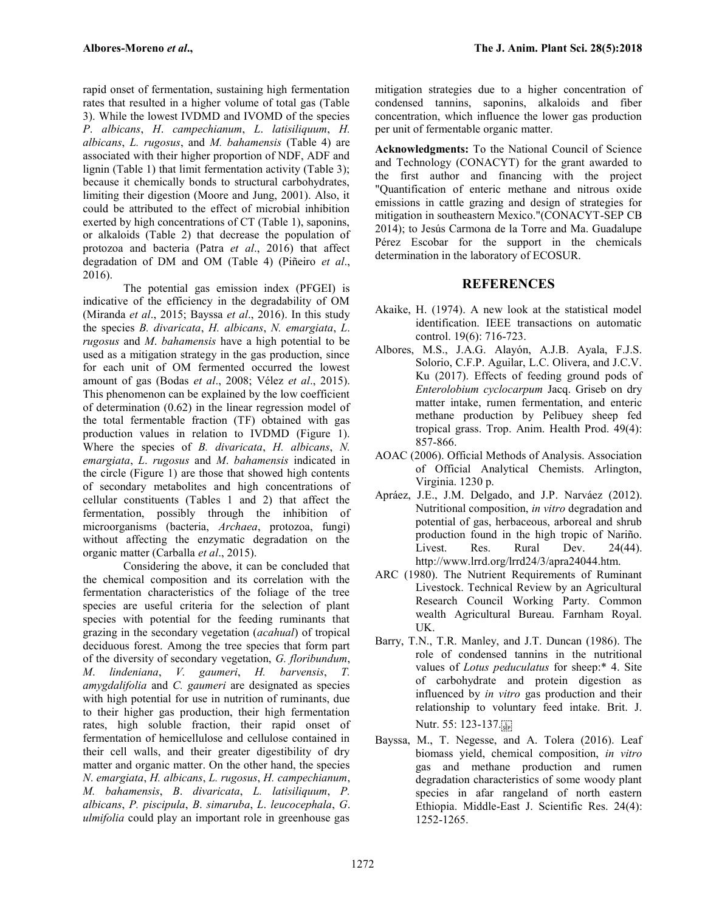rapid onset of fermentation, sustaining high fermentation rates that resulted in a higher volume of total gas (Table 3). While the lowest IVDMD and IVOMD of the species *P*. *albicans*, *H*. *campechianum*, *L*. *latisiliquum*, *H. albicans*, *L. rugosus*, and *M. bahamensis* (Table 4) are associated with their higher proportion of NDF, ADF and lignin (Table 1) that limit fermentation activity (Table 3); because it chemically bonds to structural carbohydrates, limiting their digestion (Moore and Jung, 2001). Also, it could be attributed to the effect of microbial inhibition exerted by high concentrations of CT (Table 1), saponins, or alkaloids (Table 2) that decrease the population of protozoa and bacteria (Patra *et al*., 2016) that affect degradation of DM and OM (Table 4) (Piñeiro *et al*., 2016).

The potential gas emission index (PFGEI) is indicative of the efficiency in the degradability of OM (Miranda *et al*., 2015; Bayssa *et al*., 2016). In this study the species *B. divaricata*, *H. albicans*, *N. emargiata*, *L*. *rugosus* and *M*. *bahamensis* have a high potential to be used as a mitigation strategy in the gas production, since for each unit of OM fermented occurred the lowest amount of gas (Bodas *et al*., 2008; Vélez *et al*., 2015). This phenomenon can be explained by the low coefficient of determination (0.62) in the linear regression model of the total fermentable fraction (TF) obtained with gas production values in relation to IVDMD (Figure 1). Where the species of *B. divaricata*, *H. albicans*, *N. emargiata*, *L*. *rugosus* and *M*. *bahamensis* indicated in the circle (Figure 1) are those that showed high contents of secondary metabolites and high concentrations of cellular constituents (Tables 1 and 2) that affect the fermentation, possibly through the inhibition of microorganisms (bacteria, *Archaea*, protozoa, fungi) without affecting the enzymatic degradation on the organic matter (Carballa *et al*., 2015).

Considering the above, it can be concluded that the chemical composition and its correlation with the fermentation characteristics of the foliage of the tree species are useful criteria for the selection of plant species with potential for the feeding ruminants that grazing in the secondary vegetation (*acahual*) of tropical deciduous forest. Among the tree species that form part of the diversity of secondary vegetation, *G. floribundum*, *M*. *lindeniana*, *V. gaumeri*, *H. barvensis*, *T. amygdalifolia* and *C. gaumeri* are designated as species with high potential for use in nutrition of ruminants, due to their higher gas production, their high fermentation rates, high soluble fraction, their rapid onset of fermentation of hemicellulose and cellulose contained in their cell walls, and their greater digestibility of dry matter and organic matter. On the other hand, the species *N*. *emargiata*, *H. albicans*, *L. rugosus*, *H. campechianum*, *M. bahamensis*, *B*. *divaricata*, *L. latisiliquum*, *P. albicans*, *P. piscipula*, *B*. *simaruba*, *L*. *leucocephala*, *G*. *ulmifolia* could play an important role in greenhouse gas mitigation strategies due to a higher concentration of condensed tannins, saponins, alkaloids and fiber concentration, which influence the lower gas production per unit of fermentable organic matter.

**Acknowledgments:** To the National Council of Science and Technology (CONACYT) for the grant awarded to the first author and financing with the project "Quantification of enteric methane and nitrous oxide emissions in cattle grazing and design of strategies for mitigation in southeastern Mexico."(CONACYT-SEP CB 2014); to Jesús Carmona de la Torre and Ma. Guadalupe Pérez Escobar for the support in the chemicals determination in the laboratory of ECOSUR.

## REFERENCES

Akaike, H. (1974). A new look at the statistical model identification. IEEE transactions on automatic control. 19(6): 716-723.

Albores, M.S., J.A.G. Alayón, A.J.B. Ayala, F.J.S. Solorio, C.F.P. Aguilar, L.C. Olivera, and J.C.V. Ku (2017). Effects of feeding ground pods of *Enterolobium cyclocarpum* Jacq. Griseb on dry matter intake, rumen fermentation, and enteric methane production by Pelibuey sheep fed tropical grass. Trop. Anim. Health Prod. 49(4): 857-866.

AOAC (2006). Official Methods of Analysis. Association of Official Analytical Chemists. Arlington, Virginia. 1230 p.

Apráez, J.E., J.M. Delgado, and J.P. Narváez (2012). Nutritional composition, *in vitro* degradation and potential of gas, herbaceous, arboreal and shrub production found in the high tropic of Nariño. Livest. Res. Rural Dev. 24(44). http://www.lrrd.org/lrrd24/3/apra24044.htm.

ARC (1980). The Nutrient Requirements of Ruminant Livestock. Technical Review by an Agricultural Research Council Working Party. Common wealth Agricultural Bureau. Farnham Royal. UK.

Barry, T.N., T.R. Manley, and J.T. Duncan (1986). The role of condensed tannins in the nutritional values of *Lotus peduculatus* for sheep:* 4. Site of carbohydrate and protein digestion as influenced by *in vitro* gas production and their relationship to voluntary feed intake. Brit. J. Nutr. 55: 123-137.

Bayssa, M., T. Negesse, and A. Tolera (2016). Leaf biomass yield, chemical composition, *in vitro* gas and methane production and rumen degradation characteristics of some woody plant species in afar rangeland of north eastern Ethiopia. Middle-East J. Scientific Res. 24(4): 1252-1265.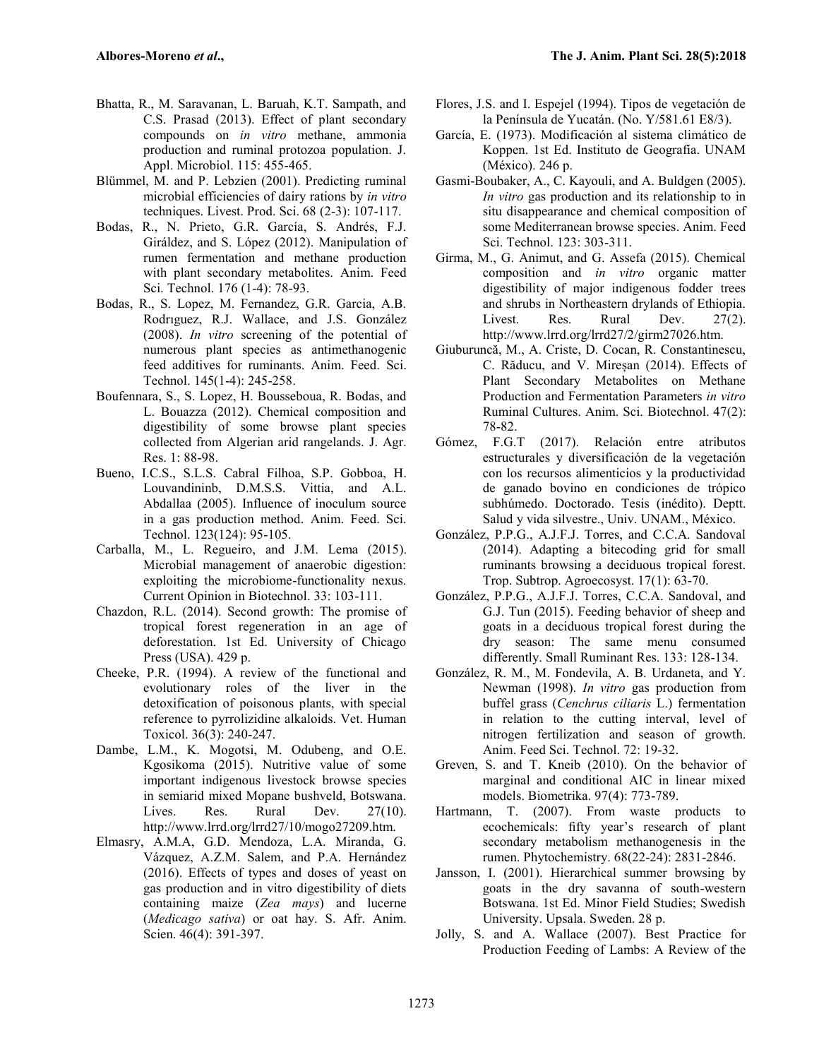Bhatta, R., M. Saravanan, L. Baruah, K.T. Sampath, and C.S. Prasad (2013). Effect of plant secondary compounds on *in vitro* methane, ammonia production and ruminal protozoa population. J. Appl. Microbiol. 115: 455-465.

Blümmel, M. and P. Lebzien (2001). Predicting ruminal microbial efficiencies of dairy rations by *in vitro* techniques. Livest. Prod. Sci. 68 (2-3): 107-117.

Bodas, R., N. Prieto, G.R. García, S. Andrés, F.J. Giráldez, and S. López (2012). Manipulation of rumen fermentation and methane production with plant secondary metabolites. Anim. Feed Sci. Technol. 176 (1-4): 78-93.

Bodas, R., S. Lopez, M. Fernandez, G.R. Garcia, A.B. Rodrıguez, R.J. Wallace, and J.S. González (2008). *In vitro* screening of the potential of numerous plant species as antimethanogenic feed additives for ruminants. Anim. Feed. Sci. Technol. 145(1-4): 245-258.

Boufennara, S., S. Lopez, H. Bousseboua, R. Bodas, and L. Bouazza (2012). Chemical composition and digestibility of some browse plant species collected from Algerian arid rangelands. J. Agr. Res. 1: 88-98.

Bueno, I.C.S., S.L.S. Cabral Filhoa, S.P. Gobboa, H. Louvandininb, D.M.S.S. Vittia, and A.L. Abdallaa (2005). Influence of inoculum source in a gas production method. Anim. Feed. Sci. Technol. 123(124): 95-105.

Carballa, M., L. Regueiro, and J.M. Lema (2015). Microbial management of anaerobic digestion: exploiting the microbiome-functionality nexus. Current Opinion in Biotechnol. 33: 103-111.

Chazdon, R.L. (2014). Second growth: The promise of tropical forest regeneration in an age of deforestation. 1st Ed. University of Chicago Press (USA). 429 p.

Cheeke, P.R. (1994). A review of the functional and evolutionary roles of the liver in the detoxification of poisonous plants, with special reference to pyrrolizidine alkaloids. Vet. Human Toxicol. 36(3): 240-247.

Dambe, L.M., K. Mogotsi, M. Odubeng, and O.E. Kgosikoma (2015). Nutritive value of some important indigenous livestock browse species in semiarid mixed Mopane bushveld, Botswana. Lives. Res. Rural Dev. 27(10). http://www.lrrd.org/lrrd27/10/mogo27209.htm.

Elmasry, A.M.A, G.D. Mendoza, L.A. Miranda, G. Vázquez, A.Z.M. Salem, and P.A. Hernández (2016). Effects of types and doses of yeast on gas production and in vitro digestibility of diets containing maize (*Zea mays*) and lucerne (*Medicago sativa*) or oat hay. S. Afr. Anim. Scien. 46(4): 391-397.

Flores, J.S. and I. Espejel (1994). Tipos de vegetación de la Península de Yucatán. (No. Y/581.61 E8/3).

García, E. (1973). Modificación al sistema climático de Koppen. 1st Ed. Instituto de Geografía. UNAM (México). 246 p.

Gasmi-Boubaker, A., C. Kayouli, and A. Buldgen (2005). *In vitro* gas production and its relationship to in situ disappearance and chemical composition of some Mediterranean browse species. Anim. Feed Sci. Technol. 123: 303-311.

Girma, M., G. Animut, and G. Assefa (2015). Chemical composition and *in vitro* organic matter digestibility of major indigenous fodder trees and shrubs in Northeastern drylands of Ethiopia. Livest. Res. Rural Dev. 27(2). http://www.lrrd.org/lrrd27/2/girm27026.htm.

Giuburuncă, M., A. Criste, D. Cocan, R. Constantinescu, C. Răducu, and V. Mireșan (2014). Effects of Plant Secondary Metabolites on Methane Production and Fermentation Parameters *in vitro* Ruminal Cultures. Anim. Sci. Biotechnol. 47(2): 78-82.

Gómez, F.G.T (2017). Relación entre atributos estructurales y diversificación de la vegetación con los recursos alimenticios y la productividad de ganado bovino en condiciones de trópico subhúmedo. Doctorado. Tesis (inédito). Deptt. Salud y vida silvestre., Univ. UNAM., México.

González, P.P.G., A.J.F.J. Torres, and C.C.A. Sandoval (2014). Adapting a bitecoding grid for small ruminants browsing a deciduous tropical forest. Trop. Subtrop. Agroecosyst. 17(1): 63-70.

González, P.P.G., A.J.F.J. Torres, C.C.A. Sandoval, and G.J. Tun (2015). Feeding behavior of sheep and goats in a deciduous tropical forest during the dry season: The same menu consumed differently. Small Ruminant Res. 133: 128-134.

González, R. M., M. Fondevila, A. B. Urdaneta, and Y. Newman (1998). *In vitro* gas production from buffel grass (*Cenchrus ciliaris* L.) fermentation in relation to the cutting interval, level of nitrogen fertilization and season of growth. Anim. Feed Sci. Technol. 72: 19-32.

Greven, S. and T. Kneib (2010). On the behavior of marginal and conditional AIC in linear mixed models. Biometrika. 97(4): 773-789.

Hartmann, T. (2007). From waste products to ecochemicals: fifty year's research of plant secondary metabolism methanogenesis in the rumen. Phytochemistry. 68(22-24): 2831-2846.

Jansson, I. (2001). Hierarchical summer browsing by goats in the dry savanna of south-western Botswana. 1st Ed. Minor Field Studies; Swedish University. Upsala. Sweden. 28 p.

Jolly, S. and A. Wallace (2007). Best Practice for Production Feeding of Lambs: A Review of the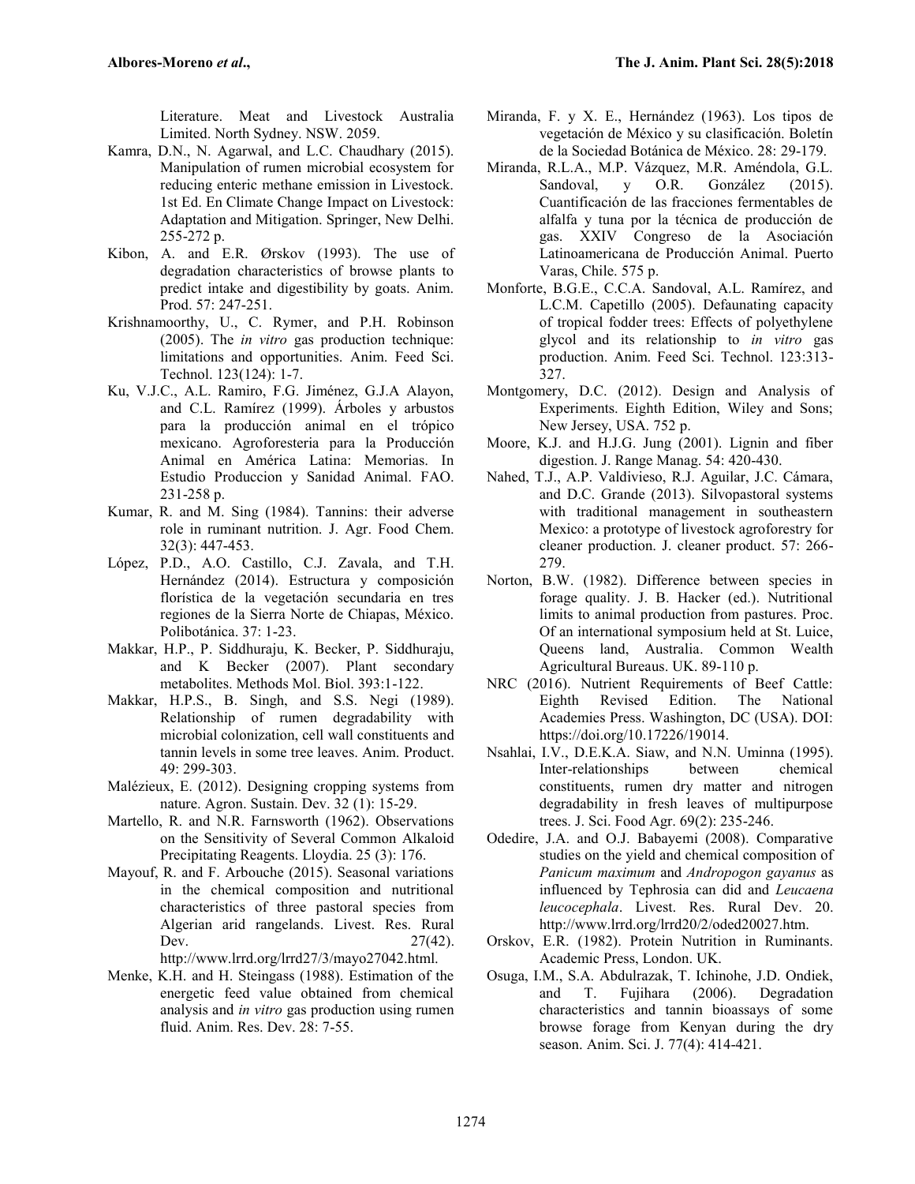Literature. Meat and Livestock Australia Limited. North Sydney. NSW. 2059.

Kamra, D.N., N. Agarwal, and L.C. Chaudhary (2015). Manipulation of rumen microbial ecosystem for reducing enteric methane emission in Livestock. 1st Ed. En Climate Change Impact on Livestock: Adaptation and Mitigation. Springer, New Delhi. 255-272 p.

Kibon, A. and E.R. Ørskov (1993). The use of degradation characteristics of browse plants to predict intake and digestibility by goats. Anim. Prod. 57: 247-251.

Krishnamoorthy, U., C. Rymer, and P.H. Robinson (2005). The *in vitro* gas production technique: limitations and opportunities. Anim. Feed Sci. Technol. 123(124): 1-7.

Ku, V.J.C., A.L. Ramiro, F.G. Jiménez, G.J.A Alayon, and C.L. Ramírez (1999). Árboles y arbustos para la producción animal en el trópico mexicano. Agroforesteria para la Producción Animal en América Latina: Memorias. In Estudio Produccion y Sanidad Animal. FAO. 231-258 p.

Kumar, R. and M. Sing (1984). Tannins: their adverse role in ruminant nutrition. J. Agr. Food Chem. 32(3): 447-453.

López, P.D., A.O. Castillo, C.J. Zavala, and T.H. Hernández (2014). Estructura y composición florística de la vegetación secundaria en tres regiones de la Sierra Norte de Chiapas, México. Polibotánica. 37: 1-23.

Makkar, H.P., P. Siddhuraju, K. Becker, P. Siddhuraju, and K Becker (2007). Plant secondary metabolites. Methods Mol. Biol. 393:1-122.

Makkar, H.P.S., B. Singh, and S.S. Negi (1989). Relationship of rumen degradability with microbial colonization, cell wall constituents and tannin levels in some tree leaves. Anim. Product. 49: 299-303.

Malézieux, E. (2012). Designing cropping systems from nature. Agron. Sustain. Dev. 32 (1): 15-29.

Martello, R. and N.R. Farnsworth (1962). Observations on the Sensitivity of Several Common Alkaloid Precipitating Reagents. Lloydia. 25 (3): 176.

Mayouf, R. and F. Arbouche (2015). Seasonal variations in the chemical composition and nutritional characteristics of three pastoral species from Algerian arid rangelands. Livest. Res. Rural Dev. 27(42). http://www.lrrd.org/lrrd27/3/mayo27042.html.

Menke, K.H. and H. Steingass (1988). Estimation of the energetic feed value obtained from chemical analysis and *in vitro* gas production using rumen fluid. Anim. Res. Dev. 28: 7-55.

Miranda, F. y X. E., Hernández (1963). Los tipos de vegetación de México y su clasificación. Boletín de la Sociedad Botánica de México. 28: 29-179.

Miranda, R.L.A., M.P. Vázquez, M.R. Améndola, G.L. Sandoval, y O.R. González (2015). Cuantificación de las fracciones fermentables de alfalfa y tuna por la técnica de producción de gas. XXIV Congreso de la Asociación Latinoamericana de Producción Animal. Puerto Varas, Chile. 575 p.

Monforte, B.G.E., C.C.A. Sandoval, A.L. Ramírez, and L.C.M. Capetillo (2005). Defaunating capacity of tropical fodder trees: Effects of polyethylene glycol and its relationship to *in vitro* gas production. Anim. Feed Sci. Technol. 123:313-327.

Montgomery, D.C. (2012). Design and Analysis of Experiments. Eighth Edition, Wiley and Sons; New Jersey, USA. 752 p.

Moore, K.J. and H.J.G. Jung (2001). Lignin and fiber digestion. J. Range Manag. 54: 420-430.

Nahed, T.J., A.P. Valdivieso, R.J. Aguilar, J.C. Cámara, and D.C. Grande (2013). Silvopastoral systems with traditional management in southeastern Mexico: a prototype of livestock agroforestry for cleaner production. J. cleaner product. 57: 266-279.

Norton, B.W. (1982). Difference between species in forage quality. J. B. Hacker (ed.). Nutritional limits to animal production from pastures. Proc. Of an international symposium held at St. Luice, Queens land, Australia. Common Wealth Agricultural Bureaus. UK. 89-110 p.

NRC (2016). Nutrient Requirements of Beef Cattle: Eighth Revised Edition. The National Academies Press. Washington, DC (USA). DOI: https://doi.org/10.17226/19014.

Nsahlai, I.V., D.E.K.A. Siaw, and N.N. Uminna (1995). Inter-relationships between chemical constituents, rumen dry matter and nitrogen degradability in fresh leaves of multipurpose trees. J. Sci. Food Agr. 69(2): 235-246.

Odedire, J.A. and O.J. Babayemi (2008). Comparative studies on the yield and chemical composition of *Panicum maximum* and *Andropogon gayanus* as influenced by Tephrosia can did and *Leucaena leucocephala*. Livest. Res. Rural Dev. 20. http://www.lrrd.org/lrrd20/2/oded20027.htm.

Orskov, E.R. (1982). Protein Nutrition in Ruminants. Academic Press, London. UK.

Osuga, I.M., S.A. Abdulrazak, T. Ichinohe, J.D. Ondiek, and T. Fujihara (2006). Degradation characteristics and tannin bioassays of some browse forage from Kenyan during the dry season. Anim. Sci. J. 77(4): 414-421.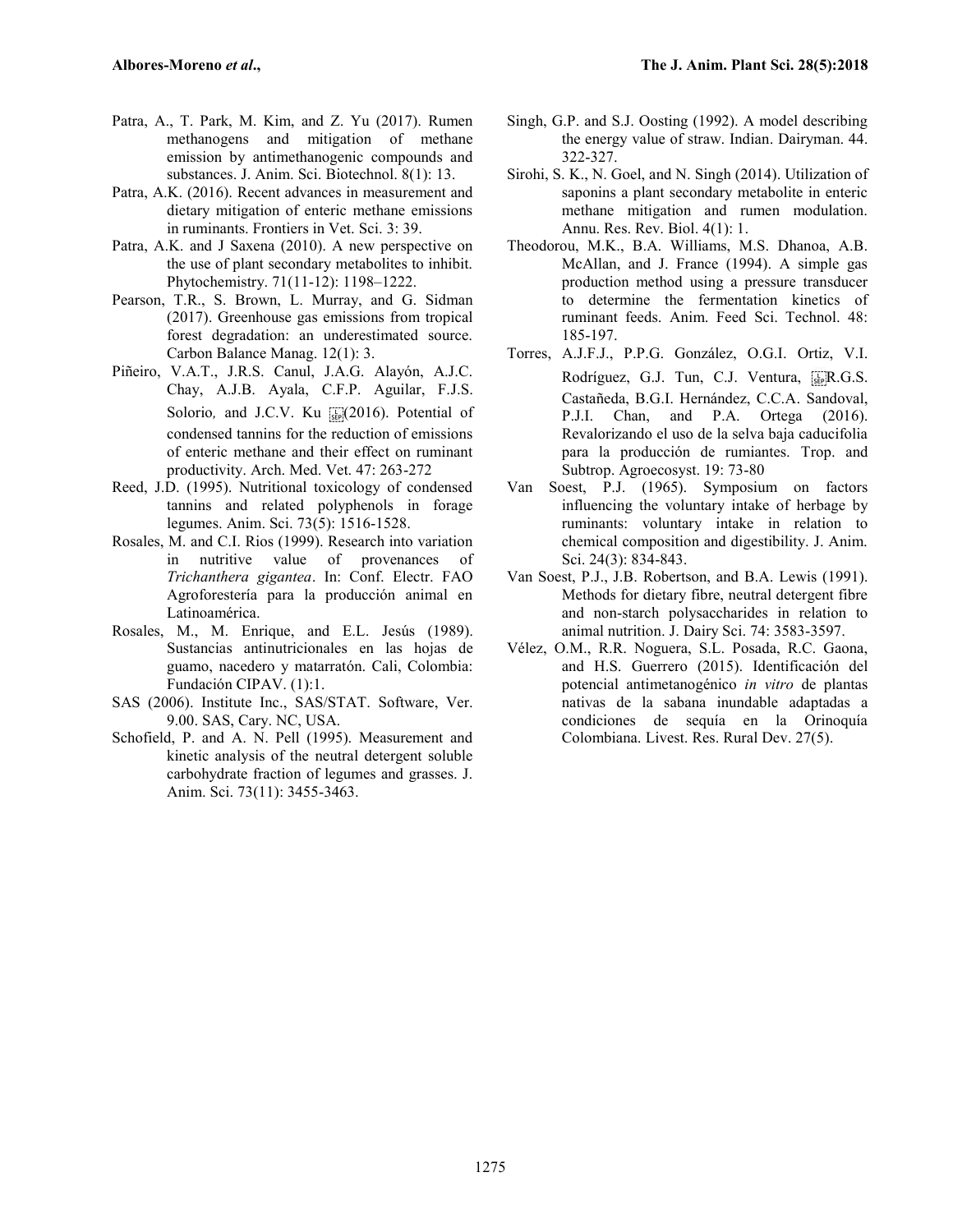Patra, A., T. Park, M. Kim, and Z. Yu (2017). Rumen methanogens and mitigation of methane emission by antimethanogenic compounds and substances. J. Anim. Sci. Biotechnol. 8(1): 13.

Patra, A.K. (2016). Recent advances in measurement and dietary mitigation of enteric methane emissions in ruminants. Frontiers in Vet. Sci. 3: 39.

Patra, A.K. and J Saxena (2010). A new perspective on the use of plant secondary metabolites to inhibit. Phytochemistry. 71(11-12): 1198–1222.

Pearson, T.R., S. Brown, L. Murray, and G. Sidman (2017). Greenhouse gas emissions from tropical forest degradation: an underestimated source. Carbon Balance Manag. 12(1): 3.

Piñeiro, V.A.T., J.R.S. Canul, J.A.G. Alayón, A.J.C. Chay, A.J.B. Ayala, C.F.P. Aguilar, F.J.S. Solorio, and J.C.V. Ku (2016). Potential of condensed tannins for the reduction of emissions of enteric methane and their effect on ruminant productivity. Arch. Med. Vet. 47: 263-272

Reed, J.D. (1995). Nutritional toxicology of condensed tannins and related polyphenols in forage legumes. Anim. Sci. 73(5): 1516-1528.

Rosales, M. and C.I. Rios (1999). Research into variation in nutritive value of provenances of *Trichanthera gigantea*. In: Conf. Electr. FAO Agroforestería para la producción animal en Latinoamérica.

Rosales, M., M. Enrique, and E.L. Jesús (1989). Sustancias antinutricionales en las hojas de guamo, nacedero y matarratón. Cali, Colombia: Fundación CIPAV. (1):1.

SAS (2006). Institute Inc., SAS/STAT. Software, Ver. 9.00. SAS, Cary. NC, USA.

Schofield, P. and A. N. Pell (1995). Measurement and kinetic analysis of the neutral detergent soluble carbohydrate fraction of legumes and grasses. J. Anim. Sci. 73(11): 3455-3463.

Singh, G.P. and S.J. Oosting (1992). A model describing the energy value of straw. Indian. Dairyman. 44. 322-327.

Sirohi, S. K., N. Goel, and N. Singh (2014). Utilization of saponins a plant secondary metabolite in enteric methane mitigation and rumen modulation. Annu. Res. Rev. Biol. 4(1): 1.

Theodorou, M.K., B.A. Williams, M.S. Dhanoa, A.B. McAllan, and J. France (1994). A simple gas production method using a pressure transducer to determine the fermentation kinetics of ruminant feeds. Anim. Feed Sci. Technol. 48: 185-197.

Torres, A.J.F.J., P.P.G. González, O.G.I. Ortiz, V.I. Rodríguez, G.J. Tun, C.J. Ventura, R.G.S. Castañeda, B.G.I. Hernández, C.C.A. Sandoval, P.J.I. Chan, and P.A. Ortega (2016). Revalorizando el uso de la selva baja caducifolia para la producción de rumiantes. Trop. and Subtrop. Agroecosyst. 19: 73-80

Van Soest, P.J. (1965). Symposium on factors influencing the voluntary intake of herbage by ruminants: voluntary intake in relation to chemical composition and digestibility. J. Anim. Sci. 24(3): 834-843.

Van Soest, P.J., J.B. Robertson, and B.A. Lewis (1991). Methods for dietary fibre, neutral detergent fibre and non-starch polysaccharides in relation to animal nutrition. J. Dairy Sci. 74: 3583-3597.

Vélez, O.M., R.R. Noguera, S.L. Posada, R.C. Gaona, and H.S. Guerrero (2015). Identificación del potencial antimetanogénico *in vitro* de plantas nativas de la sabana inundable adaptadas a condiciones de sequía en la Orinoquía Colombiana. Livest. Res. Rural Dev. 27(5).